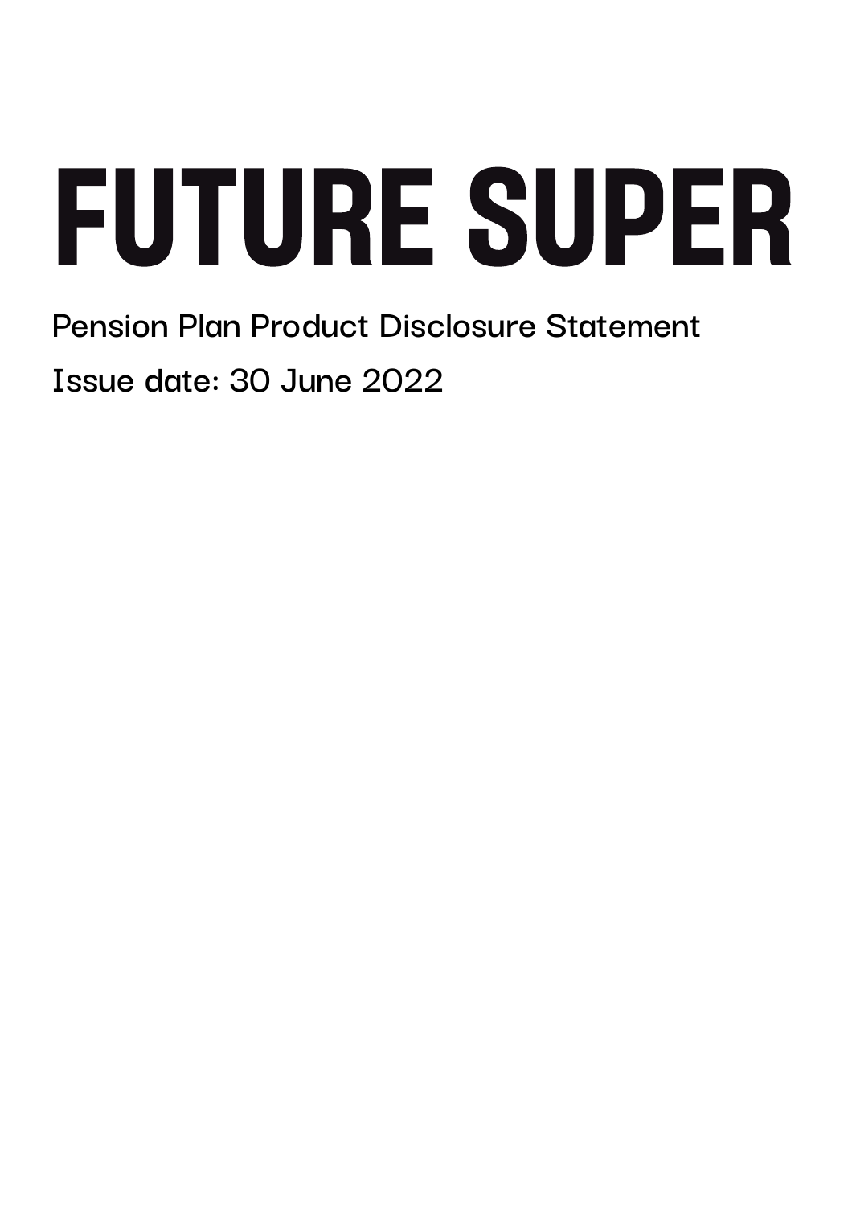# FUTURE SUPER

Pension Plan Product Disclosure Statement

Issue date: 30 June 2022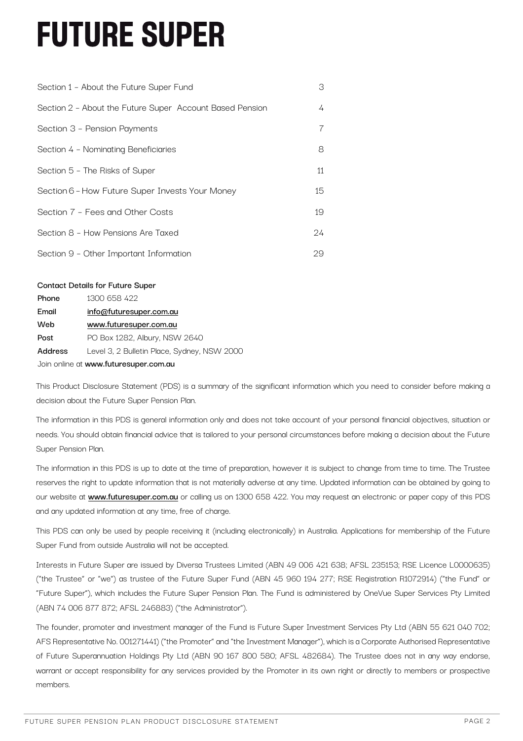# FUTURE SUPER

| | |
|---|---|
| Section 1 - About the Future Super Fund | 3 |
| Section 2 - About the Future Super Account Based Pension | 4 |
| Section 3 - Pension Payments | 7 |
| Section 4 - Nominating Beneficiaries | 8 |
| Section 5 - The Risks of Super | 11 |
| Section 6 - How Future Super Invests Your Money | 15 |
| Section 7 - Fees and Other Costs | 19 |
| Section 8 - How Pensions Are Taxed | 24 |
| Section 9 - Other Important Information | 29 |

**Contact Details for Future Super**

| | |
|---|---|
| **Phone** | 1300 658 422 |
| **Email** | info@futuresuper.com.au |
| **Web** | www.futuresuper.com.au |
| **Post** | PO Box 1282, Albury, NSW 2640 |
| **Address** | Level 3, 2 Bulletin Place, Sydney, NSW 2000 |

Join online at **www.futuresuper.com.au**

This Product Disclosure Statement (PDS) is a summary of the significant information which you need to consider before making a decision about the Future Super Pension Plan.

The information in this PDS is general information only and does not take account of your personal financial objectives, situation or needs. You should obtain financial advice that is tailored to your personal circumstances before making a decision about the Future Super Pension Plan.

The information in this PDS is up to date at the time of preparation, however it is subject to change from time to time. The Trustee reserves the right to update information that is not materially adverse at any time. Updated information can be obtained by going to our website at **www.futuresuper.com.au** or calling us on 1300 658 422. You may request an electronic or paper copy of this PDS and any updated information at any time, free of charge.

This PDS can only be used by people receiving it (including electronically) in Australia. Applications for membership of the Future Super Fund from outside Australia will not be accepted.

Interests in Future Super are issued by Diversa Trustees Limited (ABN 49 006 421 638; AFSL 235153; RSE Licence L0000635) ("the Trustee" or "we") as trustee of the Future Super Fund (ABN 45 960 194 277; RSE Registration R1072914) ("the Fund" or "Future Super"), which includes the Future Super Pension Plan. The Fund is administered by OneVue Super Services Pty Limited (ABN 74 006 877 872; AFSL 246883) ("the Administrator").

The founder, promoter and investment manager of the Fund is Future Super Investment Services Pty Ltd (ABN 55 621 040 702; AFS Representative No. 001271441) ("the Promoter" and "the Investment Manager"), which is a Corporate Authorised Representative of Future Superannuation Holdings Pty Ltd (ABN 90 167 800 580; AFSL 482684). The Trustee does not in any way endorse, warrant or accept responsibility for any services provided by the Promoter in its own right or directly to members or prospective members.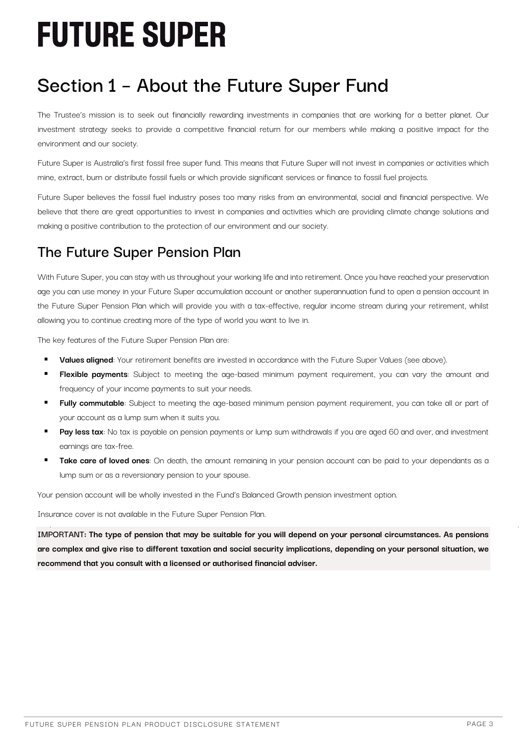# FUTURE SUPER

## Section 1 – About the Future Super Fund

The Trustee's mission is to seek out financially rewarding investments in companies that are working for a better planet. Our investment strategy seeks to provide a competitive financial return for our members while making a positive impact for the environment and our society.

Future Super is Australia's first fossil free super fund. This means that Future Super will not invest in companies or activities which mine, extract, burn or distribute fossil fuels or which provide significant services or finance to fossil fuel projects.

Future Super believes the fossil fuel industry poses too many risks from an environmental, social and financial perspective. We believe that there are great opportunities to invest in companies and activities which are providing climate change solutions and making a positive contribution to the protection of our environment and our society.

## The Future Super Pension Plan

With Future Super, you can stay with us throughout your working life and into retirement. Once you have reached your preservation age you can use money in your Future Super accumulation account or another superannuation fund to open a pension account in the Future Super Pension Plan which will provide you with a tax-effective, regular income stream during your retirement, whilst allowing you to continue creating more of the type of world you want to live in.

The key features of the Future Super Pension Plan are:

- **Values aligned**: Your retirement benefits are invested in accordance with the Future Super Values (see above).
- **Flexible payments**: Subject to meeting the age-based minimum payment requirement, you can vary the amount and frequency of your income payments to suit your needs.
- **Fully commutable**: Subject to meeting the age-based minimum pension payment requirement, you can take all or part of your account as a lump sum when it suits you.
- **Pay less tax**: No tax is payable on pension payments or lump sum withdrawals if you are aged 60 and over, and investment earnings are tax-free.
- **Take care of loved ones**: On death, the amount remaining in your pension account can be paid to your dependants as a lump sum or as a reversionary pension to your spouse.

Your pension account will be wholly invested in the Fund's Balanced Growth pension investment option.

Insurance cover is not available in the Future Super Pension Plan.

IMPORTANT: **The type of pension that may be suitable for you will depend on your personal circumstances. As pensions are complex and give rise to different taxation and social security implications, depending on your personal situation, we recommend that you consult with a licensed or authorised financial adviser.**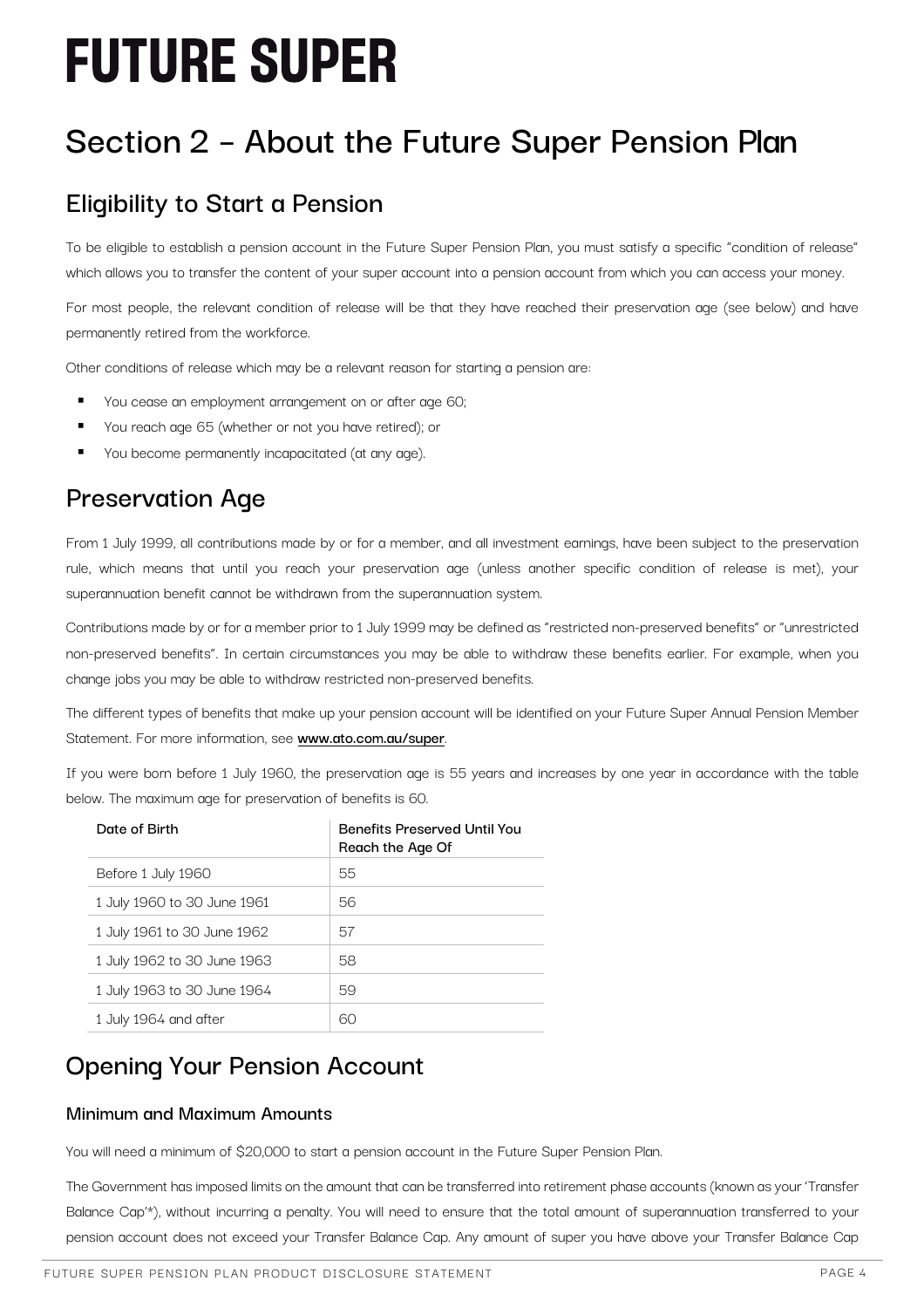# FUTURE SUPER

# Section 2 - About the Future Super Pension Plan

## Eligibility to Start a Pension

To be eligible to establish a pension account in the Future Super Pension Plan, you must satisfy a specific "condition of release" which allows you to transfer the content of your super account into a pension account from which you can access your money.

For most people, the relevant condition of release will be that they have reached their preservation age (see below) and have permanently retired from the workforce.

Other conditions of release which may be a relevant reason for starting a pension are:

- You cease an employment arrangement on or after age 60;
- You reach age 65 (whether or not you have retired); or
- You become permanently incapacitated (at any age).

## Preservation Age

From 1 July 1999, all contributions made by or for a member, and all investment earnings, have been subject to the preservation rule, which means that until you reach your preservation age (unless another specific condition of release is met), your superannuation benefit cannot be withdrawn from the superannuation system.

Contributions made by or for a member prior to 1 July 1999 may be defined as "restricted non-preserved benefits" or "unrestricted non-preserved benefits". In certain circumstances you may be able to withdraw these benefits earlier. For example, when you change jobs you may be able to withdraw restricted non-preserved benefits.

The different types of benefits that make up your pension account will be identified on your Future Super Annual Pension Member Statement. For more information, see **www.ato.com.au/super**.

If you were born before 1 July 1960, the preservation age is 55 years and increases by one year in accordance with the table below. The maximum age for preservation of benefits is 60.

| Date of Birth | Benefits Preserved Until You Reach the Age Of |
|---|---|
| Before 1 July 1960 | 55 |
| 1 July 1960 to 30 June 1961 | 56 |
| 1 July 1961 to 30 June 1962 | 57 |
| 1 July 1962 to 30 June 1963 | 58 |
| 1 July 1963 to 30 June 1964 | 59 |
| 1 July 1964 and after | 60 |

## Opening Your Pension Account

### Minimum and Maximum Amounts

You will need a minimum of $20,000 to start a pension account in the Future Super Pension Plan.

The Government has imposed limits on the amount that can be transferred into retirement phase accounts (known as your 'Transfer Balance Cap'*), without incurring a penalty. You will need to ensure that the total amount of superannuation transferred to your pension account does not exceed your Transfer Balance Cap. Any amount of super you have above your Transfer Balance Cap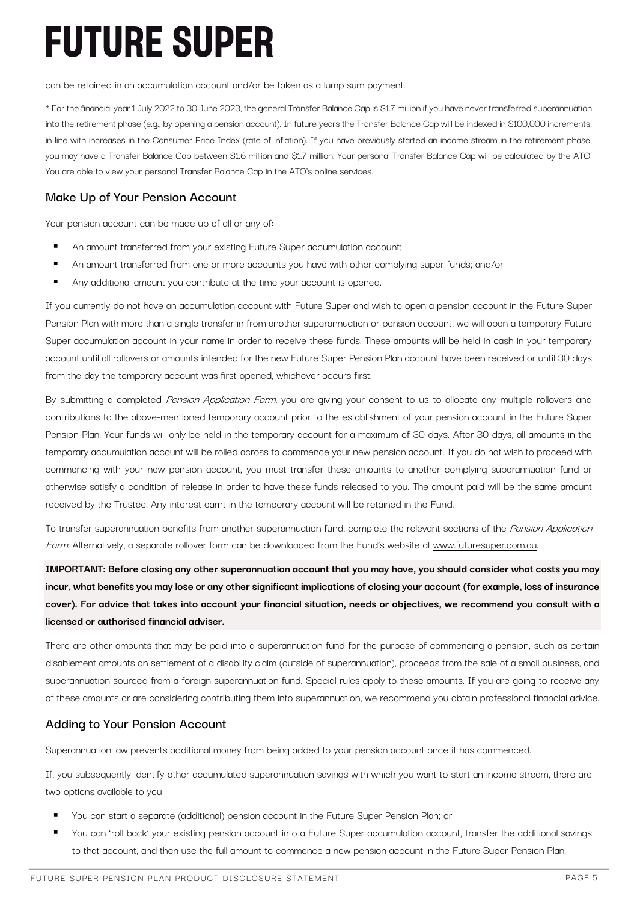can be retained in an accumulation account and/or be taken as a lump sum payment.

* For the financial year 1 July 2022 to 30 June 2023, the general Transfer Balance Cap is $1.7 million if you have never transferred superannuation into the retirement phase (e.g., by opening a pension account). In future years the Transfer Balance Cap will be indexed in $100,000 increments, in line with increases in the Consumer Price Index (rate of inflation). If you have previously started an income stream in the retirement phase, you may have a Transfer Balance Cap between $1.6 million and $1.7 million. Your personal Transfer Balance Cap will be calculated by the ATO. You are able to view your personal Transfer Balance Cap in the ATO's online services.

## Make Up of Your Pension Account

Your pension account can be made up of all or any of:

- An amount transferred from your existing Future Super accumulation account;
- An amount transferred from one or more accounts you have with other complying super funds; and/or
- Any additional amount you contribute at the time your account is opened.

If you currently do not have an accumulation account with Future Super and wish to open a pension account in the Future Super Pension Plan with more than a single transfer in from another superannuation or pension account, we will open a temporary Future Super accumulation account in your name in order to receive these funds. These amounts will be held in cash in your temporary account until all rollovers or amounts intended for the new Future Super Pension Plan account have been received or until 30 days from the day the temporary account was first opened, whichever occurs first.

By submitting a completed *Pension Application Form*, you are giving your consent to us to allocate any multiple rollovers and contributions to the above-mentioned temporary account prior to the establishment of your pension account in the Future Super Pension Plan. Your funds will only be held in the temporary account for a maximum of 30 days. After 30 days, all amounts in the temporary accumulation account will be rolled across to commence your new pension account. If you do not wish to proceed with commencing with your new pension account, you must transfer these amounts to another complying superannuation fund or otherwise satisfy a condition of release in order to have these funds released to you. The amount paid will be the same amount received by the Trustee. Any interest earnt in the temporary account will be retained in the Fund.

To transfer superannuation benefits from another superannuation fund, complete the relevant sections of the *Pension Application Form*. Alternatively, a separate rollover form can be downloaded from the Fund's website at www.futuresuper.com.au.

**IMPORTANT: Before closing any other superannuation account that you may have, you should consider what costs you may incur, what benefits you may lose or any other significant implications of closing your account (for example, loss of insurance cover). For advice that takes into account your financial situation, needs or objectives, we recommend you consult with a licensed or authorised financial adviser.**

There are other amounts that may be paid into a superannuation fund for the purpose of commencing a pension, such as certain disablement amounts on settlement of a disability claim (outside of superannuation), proceeds from the sale of a small business, and superannuation sourced from a foreign superannuation fund. Special rules apply to these amounts. If you are going to receive any of these amounts or are considering contributing them into superannuation, we recommend you obtain professional financial advice.

## Adding to Your Pension Account

Superannuation law prevents additional money from being added to your pension account once it has commenced.

If, you subsequently identify other accumulated superannuation savings with which you want to start an income stream, there are two options available to you:

- You can start a separate (additional) pension account in the Future Super Pension Plan; or
- You can 'roll back' your existing pension account into a Future Super accumulation account, transfer the additional savings to that account, and then use the full amount to commence a new pension account in the Future Super Pension Plan.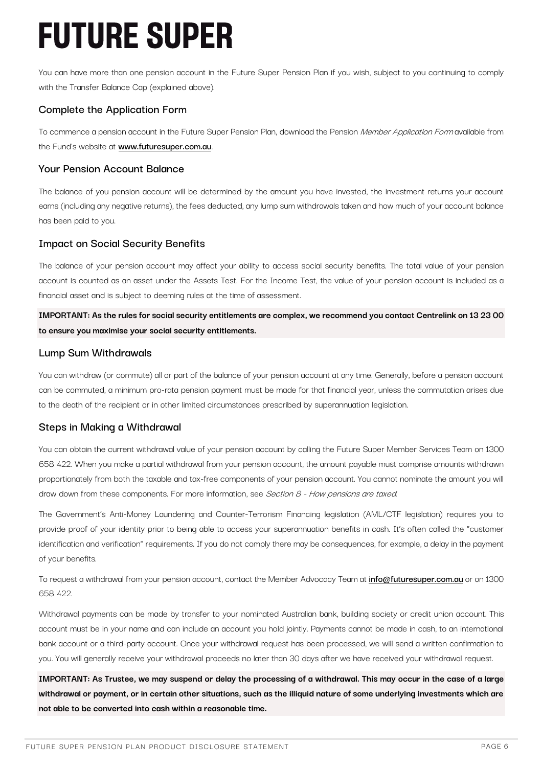You can have more than one pension account in the Future Super Pension Plan if you wish, subject to you continuing to comply with the Transfer Balance Cap (explained above).

## Complete the Application Form

To commence a pension account in the Future Super Pension Plan, download the Pension *Member Application Form* available from the Fund's website at **www.futuresuper.com.au**.

## Your Pension Account Balance

The balance of you pension account will be determined by the amount you have invested, the investment returns your account earns (including any negative returns), the fees deducted, any lump sum withdrawals taken and how much of your account balance has been paid to you.

## Impact on Social Security Benefits

The balance of your pension account may affect your ability to access social security benefits. The total value of your pension account is counted as an asset under the Assets Test. For the Income Test, the value of your pension account is included as a financial asset and is subject to deeming rules at the time of assessment.

**IMPORTANT: As the rules for social security entitlements are complex, we recommend you contact Centrelink on 13 23 00 to ensure you maximise your social security entitlements.**

## Lump Sum Withdrawals

You can withdraw (or commute) all or part of the balance of your pension account at any time. Generally, before a pension account can be commuted, a minimum pro-rata pension payment must be made for that financial year, unless the commutation arises due to the death of the recipient or in other limited circumstances prescribed by superannuation legislation.

## Steps in Making a Withdrawal

You can obtain the current withdrawal value of your pension account by calling the Future Super Member Services Team on 1300 658 422. When you make a partial withdrawal from your pension account, the amount payable must comprise amounts withdrawn proportionately from both the taxable and tax-free components of your pension account. You cannot nominate the amount you will draw down from these components. For more information, see *Section 8 - How pensions are taxed*.

The Government's Anti-Money Laundering and Counter-Terrorism Financing legislation (AML/CTF legislation) requires you to provide proof of your identity prior to being able to access your superannuation benefits in cash. It's often called the "customer identification and verification" requirements. If you do not comply there may be consequences, for example, a delay in the payment of your benefits.

To request a withdrawal from your pension account, contact the Member Advocacy Team at **info@futuresuper.com.au** or on 1300 658 422.

Withdrawal payments can be made by transfer to your nominated Australian bank, building society or credit union account. This account must be in your name and can include an account you hold jointly. Payments cannot be made in cash, to an international bank account or a third-party account. Once your withdrawal request has been processed, we will send a written confirmation to you. You will generally receive your withdrawal proceeds no later than 30 days after we have received your withdrawal request.

**IMPORTANT: As Trustee, we may suspend or delay the processing of a withdrawal. This may occur in the case of a large withdrawal or payment, or in certain other situations, such as the illiquid nature of some underlying investments which are not able to be converted into cash within a reasonable time.**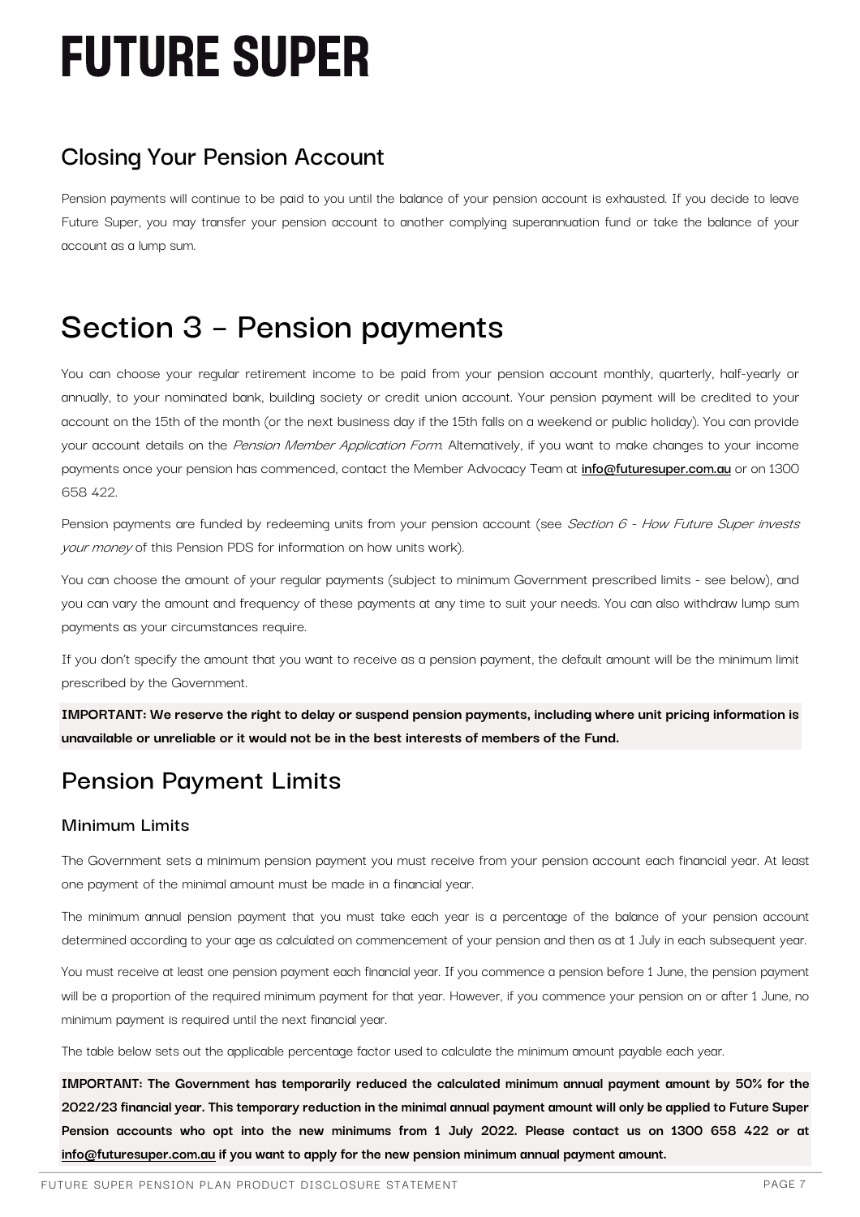# FUTURE SUPER

## Closing Your Pension Account

Pension payments will continue to be paid to you until the balance of your pension account is exhausted. If you decide to leave Future Super, you may transfer your pension account to another complying superannuation fund or take the balance of your account as a lump sum.

# Section 3 - Pension payments

You can choose your regular retirement income to be paid from your pension account monthly, quarterly, half-yearly or annually, to your nominated bank, building society or credit union account. Your pension payment will be credited to your account on the 15th of the month (or the next business day if the 15th falls on a weekend or public holiday). You can provide your account details on the *Pension Member Application Form*. Alternatively, if you want to make changes to your income payments once your pension has commenced, contact the Member Advocacy Team at **info@futuresuper.com.au** or on 1300 658 422.

Pension payments are funded by redeeming units from your pension account (see *Section 6 - How Future Super invests your money* of this Pension PDS for information on how units work).

You can choose the amount of your regular payments (subject to minimum Government prescribed limits - see below), and you can vary the amount and frequency of these payments at any time to suit your needs. You can also withdraw lump sum payments as your circumstances require.

If you don't specify the amount that you want to receive as a pension payment, the default amount will be the minimum limit prescribed by the Government.

**IMPORTANT: We reserve the right to delay or suspend pension payments, including where unit pricing information is unavailable or unreliable or it would not be in the best interests of members of the Fund.**

## Pension Payment Limits

### Minimum Limits

The Government sets a minimum pension payment you must receive from your pension account each financial year. At least one payment of the minimal amount must be made in a financial year.

The minimum annual pension payment that you must take each year is a percentage of the balance of your pension account determined according to your age as calculated on commencement of your pension and then as at 1 July in each subsequent year.

You must receive at least one pension payment each financial year. If you commence a pension before 1 June, the pension payment will be a proportion of the required minimum payment for that year. However, if you commence your pension on or after 1 June, no minimum payment is required until the next financial year.

The table below sets out the applicable percentage factor used to calculate the minimum amount payable each year.

**IMPORTANT: The Government has temporarily reduced the calculated minimum annual payment amount by 50% for the 2022/23 financial year. This temporary reduction in the minimal annual payment amount will only be applied to Future Super Pension accounts who opt into the new minimums from 1 July 2022. Please contact us on 1300 658 422 or at info@futuresuper.com.au if you want to apply for the new pension minimum annual payment amount.**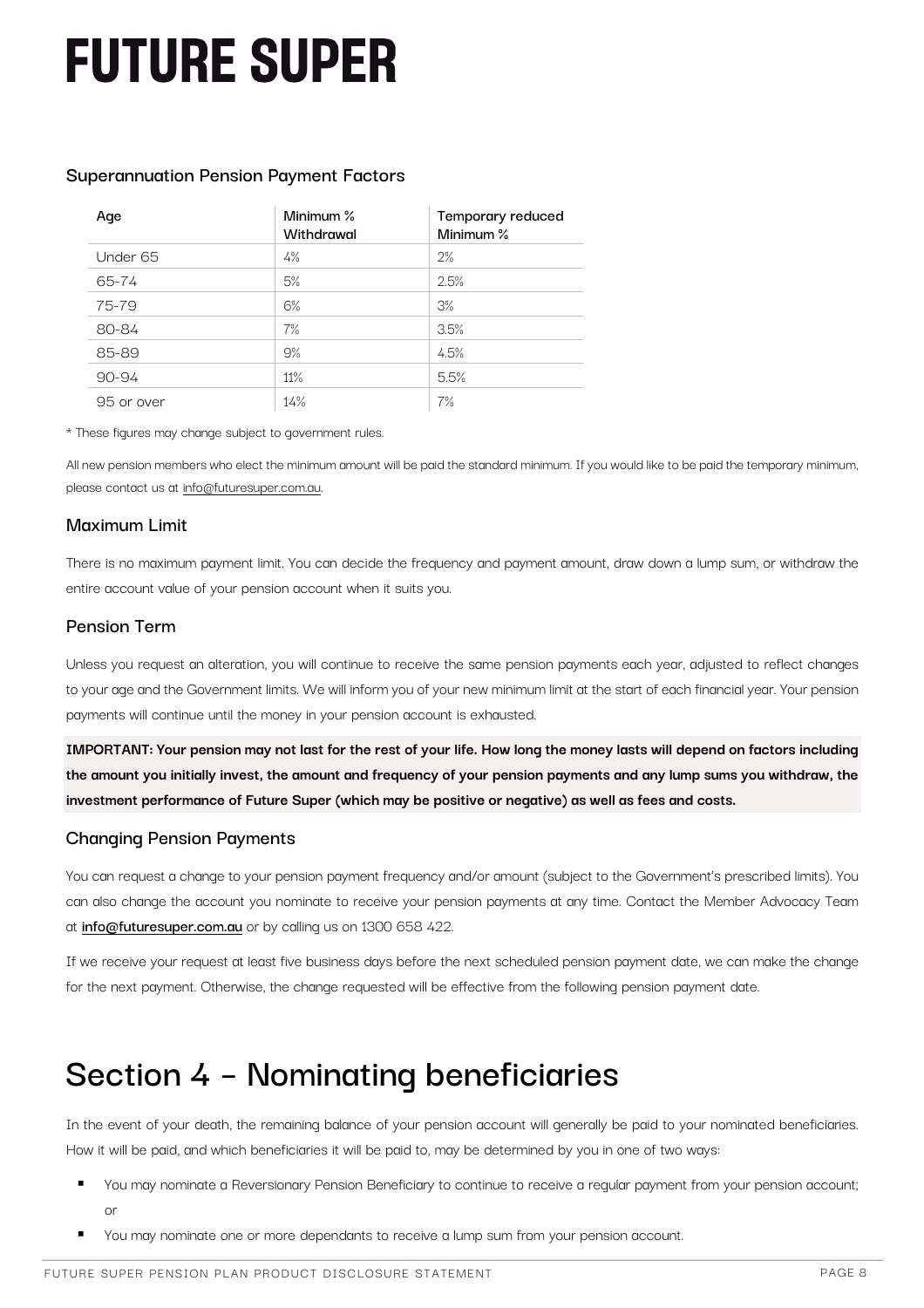### Superannuation Pension Payment Factors

| Age | Minimum % Withdrawal | Temporary reduced Minimum % |
|---|---|---|
| Under 65 | 4% | 2% |
| 65-74 | 5% | 2.5% |
| 75-79 | 6% | 3% |
| 80-84 | 7% | 3.5% |
| 85-89 | 9% | 4.5% |
| 90-94 | 11% | 5.5% |
| 95 or over | 14% | 7% |

* These figures may change subject to government rules.

All new pension members who elect the minimum amount will be paid the standard minimum. If you would like to be paid the temporary minimum, please contact us at info@futuresuper.com.au.

### Maximum Limit

There is no maximum payment limit. You can decide the frequency and payment amount, draw down a lump sum, or withdraw the entire account value of your pension account when it suits you.

### Pension Term

Unless you request an alteration, you will continue to receive the same pension payments each year, adjusted to reflect changes to your age and the Government limits. We will inform you of your new minimum limit at the start of each financial year. Your pension payments will continue until the money in your pension account is exhausted.

**IMPORTANT: Your pension may not last for the rest of your life. How long the money lasts will depend on factors including the amount you initially invest, the amount and frequency of your pension payments and any lump sums you withdraw, the investment performance of Future Super (which may be positive or negative) as well as fees and costs.**

### Changing Pension Payments

You can request a change to your pension payment frequency and/or amount (subject to the Government's prescribed limits). You can also change the account you nominate to receive your pension payments at any time. Contact the Member Advocacy Team at **info@futuresuper.com.au** or by calling us on 1300 658 422.

If we receive your request at least five business days before the next scheduled pension payment date, we can make the change for the next payment. Otherwise, the change requested will be effective from the following pension payment date.

# Section 4 – Nominating beneficiaries

In the event of your death, the remaining balance of your pension account will generally be paid to your nominated beneficiaries. How it will be paid, and which beneficiaries it will be paid to, may be determined by you in one of two ways:

- You may nominate a Reversionary Pension Beneficiary to continue to receive a regular payment from your pension account; or
- You may nominate one or more dependants to receive a lump sum from your pension account.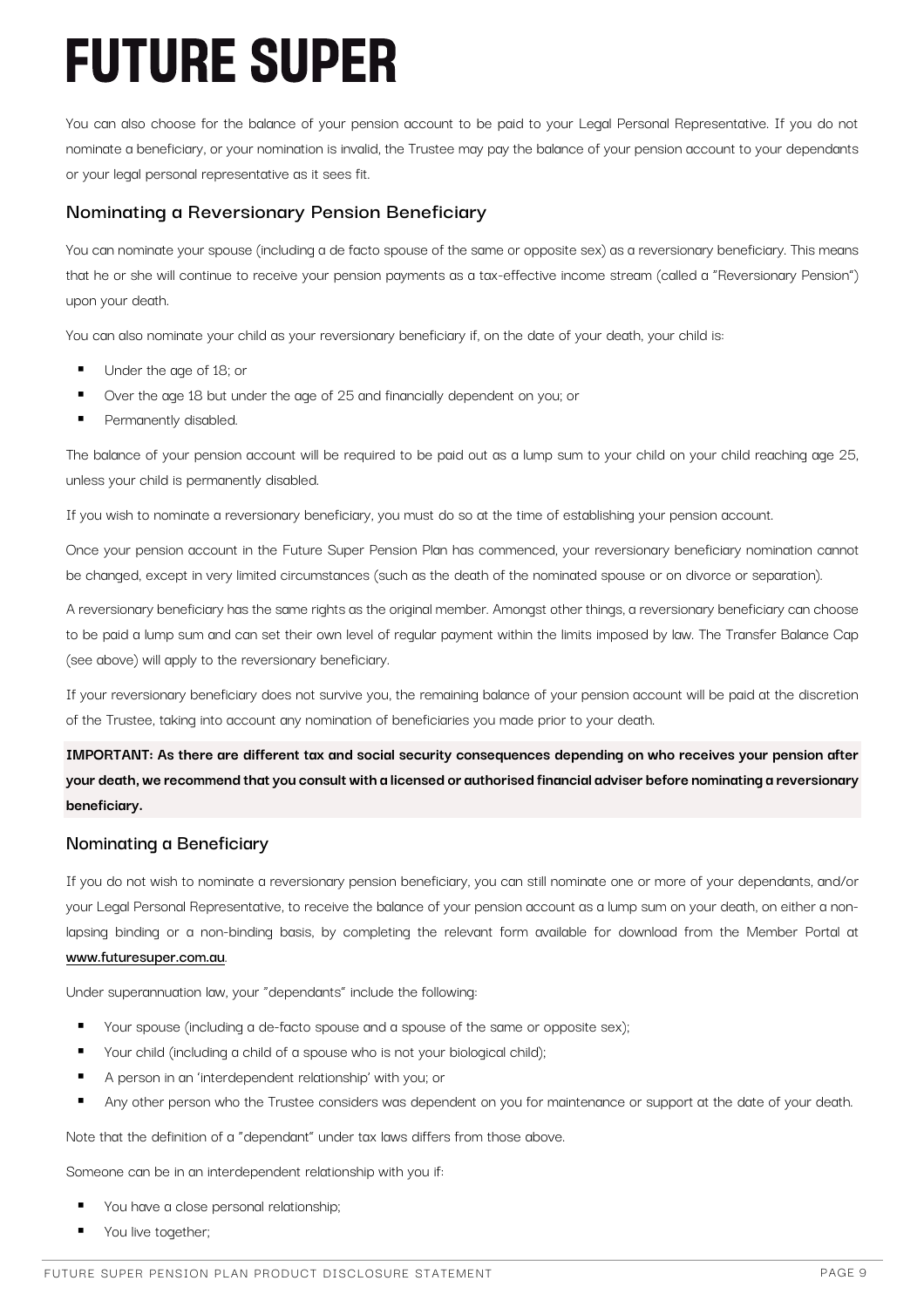You can also choose for the balance of your pension account to be paid to your Legal Personal Representative. If you do not nominate a beneficiary, or your nomination is invalid, the Trustee may pay the balance of your pension account to your dependants or your legal personal representative as it sees fit.

### Nominating a Reversionary Pension Beneficiary

You can nominate your spouse (including a de facto spouse of the same or opposite sex) as a reversionary beneficiary. This means that he or she will continue to receive your pension payments as a tax-effective income stream (called a "Reversionary Pension") upon your death.

You can also nominate your child as your reversionary beneficiary if, on the date of your death, your child is:

- Under the age of 18; or
- Over the age 18 but under the age of 25 and financially dependent on you; or
- Permanently disabled.

The balance of your pension account will be required to be paid out as a lump sum to your child on your child reaching age 25, unless your child is permanently disabled.

If you wish to nominate a reversionary beneficiary, you must do so at the time of establishing your pension account.

Once your pension account in the Future Super Pension Plan has commenced, your reversionary beneficiary nomination cannot be changed, except in very limited circumstances (such as the death of the nominated spouse or on divorce or separation).

A reversionary beneficiary has the same rights as the original member. Amongst other things, a reversionary beneficiary can choose to be paid a lump sum and can set their own level of regular payment within the limits imposed by law. The Transfer Balance Cap (see above) will apply to the reversionary beneficiary.

If your reversionary beneficiary does not survive you, the remaining balance of your pension account will be paid at the discretion of the Trustee, taking into account any nomination of beneficiaries you made prior to your death.

**IMPORTANT: As there are different tax and social security consequences depending on who receives your pension after your death, we recommend that you consult with a licensed or authorised financial adviser before nominating a reversionary beneficiary.**

### Nominating a Beneficiary

If you do not wish to nominate a reversionary pension beneficiary, you can still nominate one or more of your dependants, and/or your Legal Personal Representative, to receive the balance of your pension account as a lump sum on your death, on either a non-lapsing binding or a non-binding basis, by completing the relevant form available for download from the Member Portal at [www.futuresuper.com.au](www.futuresuper.com.au).

Under superannuation law, your "dependants" include the following:

- Your spouse (including a de-facto spouse and a spouse of the same or opposite sex);
- Your child (including a child of a spouse who is not your biological child);
- A person in an 'interdependent relationship' with you; or
- Any other person who the Trustee considers was dependent on you for maintenance or support at the date of your death.

Note that the definition of a "dependant" under tax laws differs from those above.

Someone can be in an interdependent relationship with you if:

- You have a close personal relationship;
- You live together;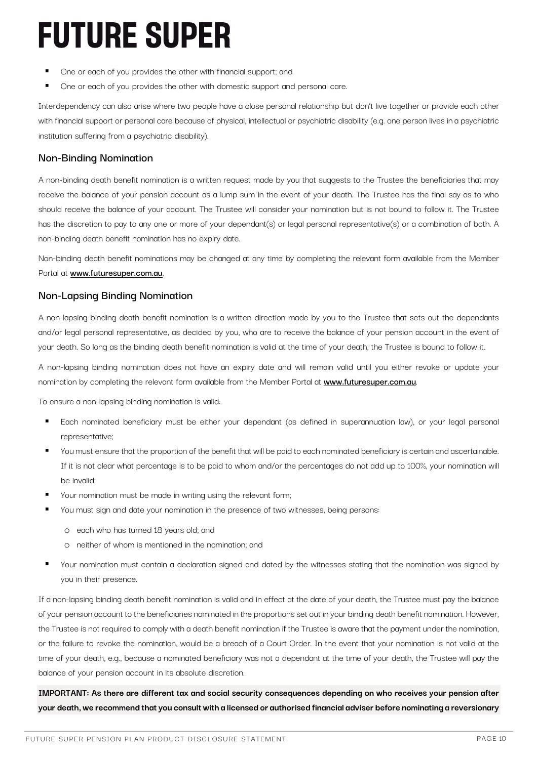- One or each of you provides the other with financial support; and
- One or each of you provides the other with domestic support and personal care.

Interdependency can also arise where two people have a close personal relationship but don't live together or provide each other with financial support or personal care because of physical, intellectual or psychiatric disability (e.g. one person lives in a psychiatric institution suffering from a psychiatric disability).

## Non-Binding Nomination

A non-binding death benefit nomination is a written request made by you that suggests to the Trustee the beneficiaries that may receive the balance of your pension account as a lump sum in the event of your death. The Trustee has the final say as to who should receive the balance of your account. The Trustee will consider your nomination but is not bound to follow it. The Trustee has the discretion to pay to any one or more of your dependant(s) or legal personal representative(s) or a combination of both. A non-binding death benefit nomination has no expiry date.

Non-binding death benefit nominations may be changed at any time by completing the relevant form available from the Member Portal at **www.futuresuper.com.au**.

## Non-Lapsing Binding Nomination

A non-lapsing binding death benefit nomination is a written direction made by you to the Trustee that sets out the dependants and/or legal personal representative, as decided by you, who are to receive the balance of your pension account in the event of your death. So long as the binding death benefit nomination is valid at the time of your death, the Trustee is bound to follow it.

A non-lapsing binding nomination does not have an expiry date and will remain valid until you either revoke or update your nomination by completing the relevant form available from the Member Portal at **www.futuresuper.com.au**.

To ensure a non-lapsing binding nomination is valid:

- Each nominated beneficiary must be either your dependant (as defined in superannuation law), or your legal personal representative;
- You must ensure that the proportion of the benefit that will be paid to each nominated beneficiary is certain and ascertainable. If it is not clear what percentage is to be paid to whom and/or the percentages do not add up to 100%, your nomination will be invalid;
- Your nomination must be made in writing using the relevant form;
- You must sign and date your nomination in the presence of two witnesses, being persons:
  - each who has turned 18 years old; and
  - neither of whom is mentioned in the nomination; and
- Your nomination must contain a declaration signed and dated by the witnesses stating that the nomination was signed by you in their presence.

If a non-lapsing binding death benefit nomination is valid and in effect at the date of your death, the Trustee must pay the balance of your pension account to the beneficiaries nominated in the proportions set out in your binding death benefit nomination. However, the Trustee is not required to comply with a death benefit nomination if the Trustee is aware that the payment under the nomination, or the failure to revoke the nomination, would be a breach of a Court Order. In the event that your nomination is not valid at the time of your death, e.g., because a nominated beneficiary was not a dependant at the time of your death, the Trustee will pay the balance of your pension account in its absolute discretion.

**IMPORTANT: As there are different tax and social security consequences depending on who receives your pension after your death, we recommend that you consult with a licensed or authorised financial adviser before nominating a reversionary**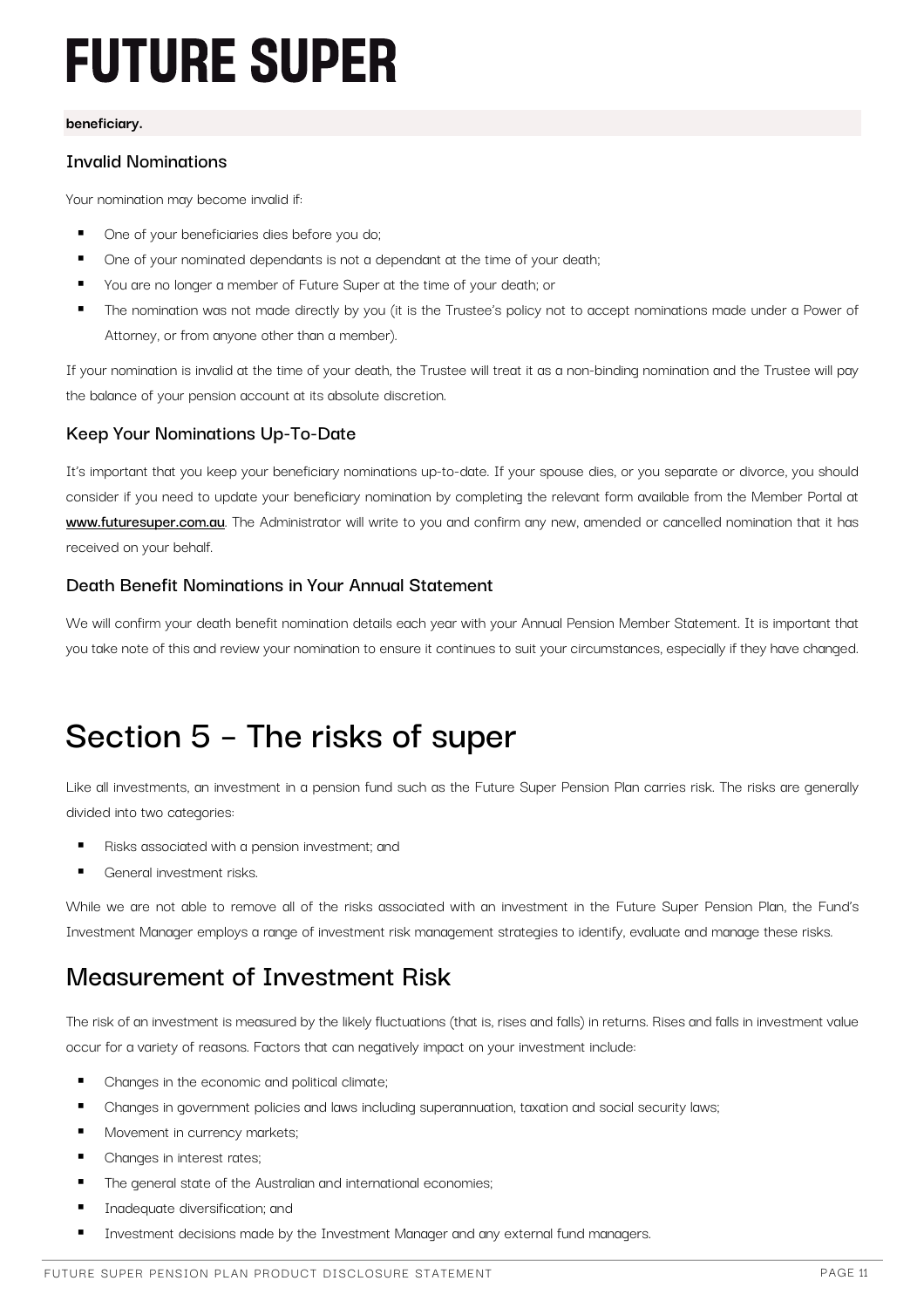**beneficiary.**

### Invalid Nominations

Your nomination may become invalid if:

- One of your beneficiaries dies before you do;
- One of your nominated dependants is not a dependant at the time of your death;
- You are no longer a member of Future Super at the time of your death; or
- The nomination was not made directly by you (it is the Trustee's policy not to accept nominations made under a Power of Attorney, or from anyone other than a member).

If your nomination is invalid at the time of your death, the Trustee will treat it as a non-binding nomination and the Trustee will pay the balance of your pension account at its absolute discretion.

### Keep Your Nominations Up-To-Date

It's important that you keep your beneficiary nominations up-to-date. If your spouse dies, or you separate or divorce, you should consider if you need to update your beneficiary nomination by completing the relevant form available from the Member Portal at **www.futuresuper.com.au**. The Administrator will write to you and confirm any new, amended or cancelled nomination that it has received on your behalf.

### Death Benefit Nominations in Your Annual Statement

We will confirm your death benefit nomination details each year with your Annual Pension Member Statement. It is important that you take note of this and review your nomination to ensure it continues to suit your circumstances, especially if they have changed.

# Section 5 – The risks of super

Like all investments, an investment in a pension fund such as the Future Super Pension Plan carries risk. The risks are generally divided into two categories:

- Risks associated with a pension investment; and
- General investment risks.

While we are not able to remove all of the risks associated with an investment in the Future Super Pension Plan, the Fund's Investment Manager employs a range of investment risk management strategies to identify, evaluate and manage these risks.

## Measurement of Investment Risk

The risk of an investment is measured by the likely fluctuations (that is, rises and falls) in returns. Rises and falls in investment value occur for a variety of reasons. Factors that can negatively impact on your investment include:

- Changes in the economic and political climate;
- Changes in government policies and laws including superannuation, taxation and social security laws;
- Movement in currency markets;
- Changes in interest rates;
- The general state of the Australian and international economies;
- Inadequate diversification; and
- Investment decisions made by the Investment Manager and any external fund managers.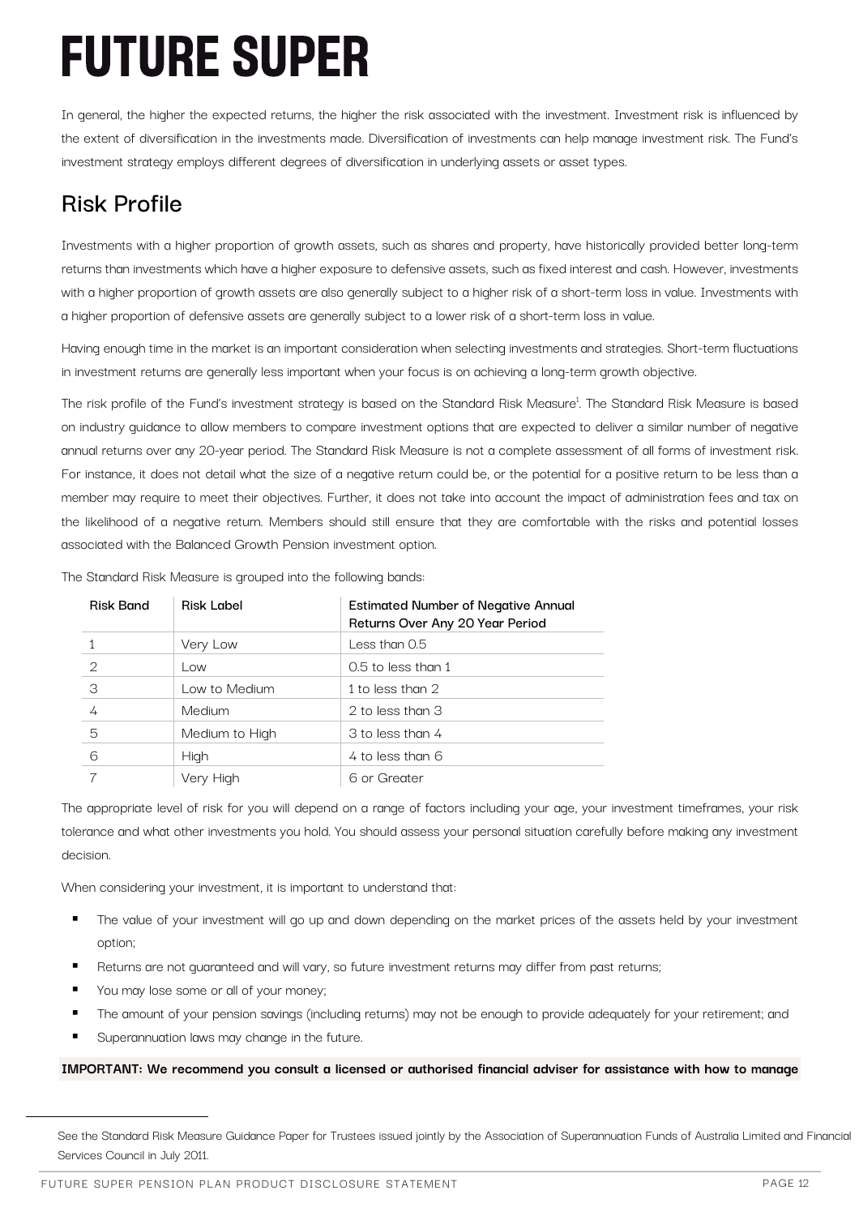# FUTURE SUPER

In general, the higher the expected returns, the higher the risk associated with the investment. Investment risk is influenced by the extent of diversification in the investments made. Diversification of investments can help manage investment risk. The Fund's investment strategy employs different degrees of diversification in underlying assets or asset types.

## Risk Profile

Investments with a higher proportion of growth assets, such as shares and property, have historically provided better long-term returns than investments which have a higher exposure to defensive assets, such as fixed interest and cash. However, investments with a higher proportion of growth assets are also generally subject to a higher risk of a short-term loss in value. Investments with a higher proportion of defensive assets are generally subject to a lower risk of a short-term loss in value.

Having enough time in the market is an important consideration when selecting investments and strategies. Short-term fluctuations in investment returns are generally less important when your focus is on achieving a long-term growth objective.

The risk profile of the Fund's investment strategy is based on the Standard Risk Measure[1]. The Standard Risk Measure is based on industry guidance to allow members to compare investment options that are expected to deliver a similar number of negative annual returns over any 20-year period. The Standard Risk Measure is not a complete assessment of all forms of investment risk. For instance, it does not detail what the size of a negative return could be, or the potential for a positive return to be less than a member may require to meet their objectives. Further, it does not take into account the impact of administration fees and tax on the likelihood of a negative return. Members should still ensure that they are comfortable with the risks and potential losses associated with the Balanced Growth Pension investment option.

The Standard Risk Measure is grouped into the following bands:

| Risk Band | Risk Label | Estimated Number of Negative Annual Returns Over Any 20 Year Period |
|---|---|---|
| 1 | Very Low | Less than 0.5 |
| 2 | Low | 0.5 to less than 1 |
| 3 | Low to Medium | 1 to less than 2 |
| 4 | Medium | 2 to less than 3 |
| 5 | Medium to High | 3 to less than 4 |
| 6 | High | 4 to less than 6 |
| 7 | Very High | 6 or Greater |

The appropriate level of risk for you will depend on a range of factors including your age, your investment timeframes, your risk tolerance and what other investments you hold. You should assess your personal situation carefully before making any investment decision.

When considering your investment, it is important to understand that:

- The value of your investment will go up and down depending on the market prices of the assets held by your investment option;
- Returns are not guaranteed and will vary, so future investment returns may differ from past returns;
- You may lose some or all of your money;
- The amount of your pension savings (including returns) may not be enough to provide adequately for your retirement; and
- Superannuation laws may change in the future.

**IMPORTANT: We recommend you consult a licensed or authorised financial adviser for assistance with how to manage**

[1] See the Standard Risk Measure Guidance Paper for Trustees issued jointly by the Association of Superannuation Funds of Australia Limited and Financial Services Council in July 2011.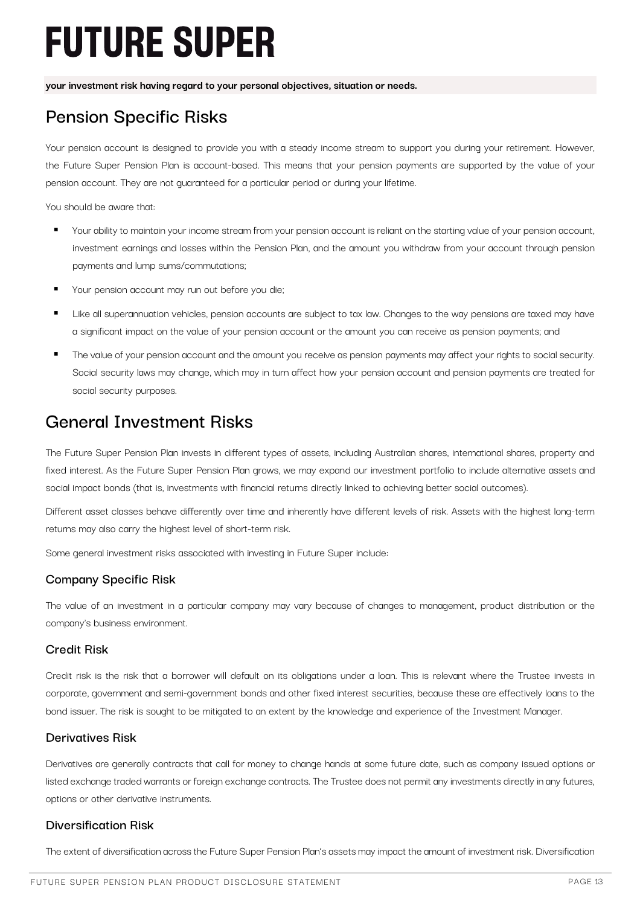**your investment risk having regard to your personal objectives, situation or needs.**

## Pension Specific Risks

Your pension account is designed to provide you with a steady income stream to support you during your retirement. However, the Future Super Pension Plan is account-based. This means that your pension payments are supported by the value of your pension account. They are not guaranteed for a particular period or during your lifetime.

You should be aware that:

- Your ability to maintain your income stream from your pension account is reliant on the starting value of your pension account, investment earnings and losses within the Pension Plan, and the amount you withdraw from your account through pension payments and lump sums/commutations;
- Your pension account may run out before you die;
- Like all superannuation vehicles, pension accounts are subject to tax law. Changes to the way pensions are taxed may have a significant impact on the value of your pension account or the amount you can receive as pension payments; and
- The value of your pension account and the amount you receive as pension payments may affect your rights to social security. Social security laws may change, which may in turn affect how your pension account and pension payments are treated for social security purposes.

## General Investment Risks

The Future Super Pension Plan invests in different types of assets, including Australian shares, international shares, property and fixed interest. As the Future Super Pension Plan grows, we may expand our investment portfolio to include alternative assets and social impact bonds (that is, investments with financial returns directly linked to achieving better social outcomes).

Different asset classes behave differently over time and inherently have different levels of risk. Assets with the highest long-term returns may also carry the highest level of short-term risk.

Some general investment risks associated with investing in Future Super include:

### Company Specific Risk

The value of an investment in a particular company may vary because of changes to management, product distribution or the company's business environment.

### Credit Risk

Credit risk is the risk that a borrower will default on its obligations under a loan. This is relevant where the Trustee invests in corporate, government and semi-government bonds and other fixed interest securities, because these are effectively loans to the bond issuer. The risk is sought to be mitigated to an extent by the knowledge and experience of the Investment Manager.

### Derivatives Risk

Derivatives are generally contracts that call for money to change hands at some future date, such as company issued options or listed exchange traded warrants or foreign exchange contracts. The Trustee does not permit any investments directly in any futures, options or other derivative instruments.

### Diversification Risk

The extent of diversification across the Future Super Pension Plan's assets may impact the amount of investment risk. Diversification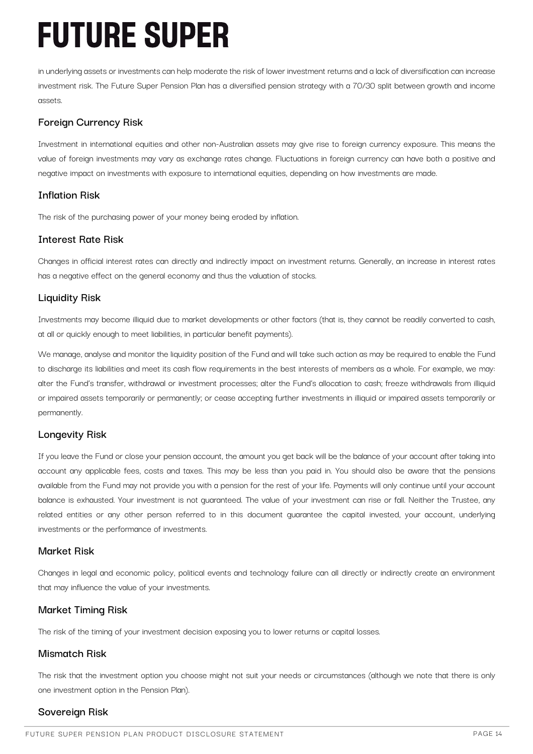in underlying assets or investments can help moderate the risk of lower investment returns and a lack of diversification can increase investment risk. The Future Super Pension Plan has a diversified pension strategy with a 70/30 split between growth and income assets.

## Foreign Currency Risk

Investment in international equities and other non-Australian assets may give rise to foreign currency exposure. This means the value of foreign investments may vary as exchange rates change. Fluctuations in foreign currency can have both a positive and negative impact on investments with exposure to international equities, depending on how investments are made.

## Inflation Risk

The risk of the purchasing power of your money being eroded by inflation.

## Interest Rate Risk

Changes in official interest rates can directly and indirectly impact on investment returns. Generally, an increase in interest rates has a negative effect on the general economy and thus the valuation of stocks.

## Liquidity Risk

Investments may become illiquid due to market developments or other factors (that is, they cannot be readily converted to cash, at all or quickly enough to meet liabilities, in particular benefit payments).

We manage, analyse and monitor the liquidity position of the Fund and will take such action as may be required to enable the Fund to discharge its liabilities and meet its cash flow requirements in the best interests of members as a whole. For example, we may: alter the Fund's transfer, withdrawal or investment processes; alter the Fund's allocation to cash; freeze withdrawals from illiquid or impaired assets temporarily or permanently; or cease accepting further investments in illiquid or impaired assets temporarily or permanently.

## Longevity Risk

If you leave the Fund or close your pension account, the amount you get back will be the balance of your account after taking into account any applicable fees, costs and taxes. This may be less than you paid in. You should also be aware that the pensions available from the Fund may not provide you with a pension for the rest of your life. Payments will only continue until your account balance is exhausted. Your investment is not guaranteed. The value of your investment can rise or fall. Neither the Trustee, any related entities or any other person referred to in this document guarantee the capital invested, your account, underlying investments or the performance of investments.

## Market Risk

Changes in legal and economic policy, political events and technology failure can all directly or indirectly create an environment that may influence the value of your investments.

## Market Timing Risk

The risk of the timing of your investment decision exposing you to lower returns or capital losses.

## Mismatch Risk

The risk that the investment option you choose might not suit your needs or circumstances (although we note that there is only one investment option in the Pension Plan).

## Sovereign Risk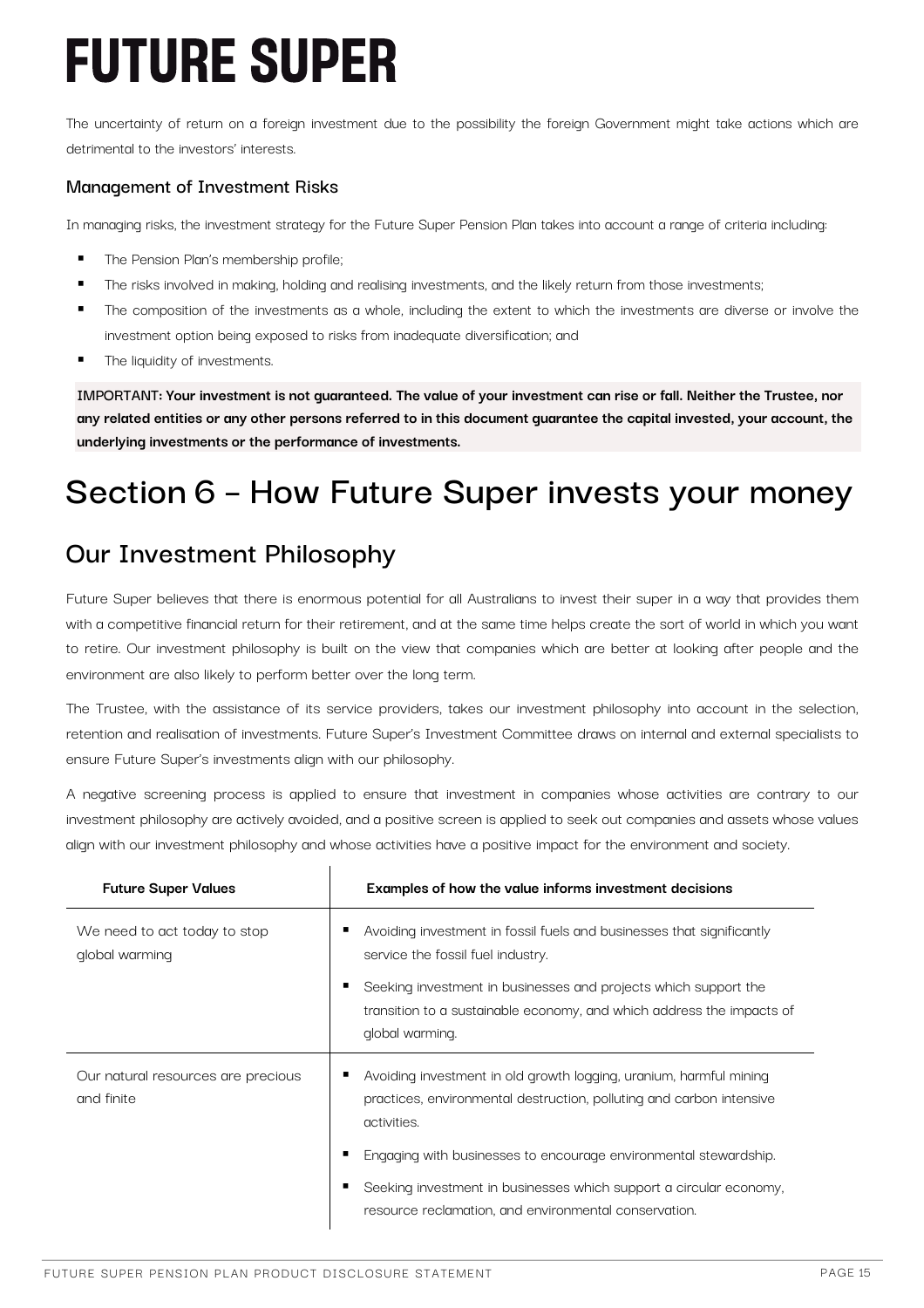The uncertainty of return on a foreign investment due to the possibility the foreign Government might take actions which are detrimental to the investors' interests.

### Management of Investment Risks

In managing risks, the investment strategy for the Future Super Pension Plan takes into account a range of criteria including:

- The Pension Plan's membership profile;
- The risks involved in making, holding and realising investments, and the likely return from those investments;
- The composition of the investments as a whole, including the extent to which the investments are diverse or involve the investment option being exposed to risks from inadequate diversification; and
- The liquidity of investments.

**IMPORTANT: Your investment is not guaranteed. The value of your investment can rise or fall. Neither the Trustee, nor any related entities or any other persons referred to in this document guarantee the capital invested, your account, the underlying investments or the performance of investments.**

# Section 6 – How Future Super invests your money

## Our Investment Philosophy

Future Super believes that there is enormous potential for all Australians to invest their super in a way that provides them with a competitive financial return for their retirement, and at the same time helps create the sort of world in which you want to retire. Our investment philosophy is built on the view that companies which are better at looking after people and the environment are also likely to perform better over the long term.

The Trustee, with the assistance of its service providers, takes our investment philosophy into account in the selection, retention and realisation of investments. Future Super's Investment Committee draws on internal and external specialists to ensure Future Super's investments align with our philosophy.

A negative screening process is applied to ensure that investment in companies whose activities are contrary to our investment philosophy are actively avoided, and a positive screen is applied to seek out companies and assets whose values align with our investment philosophy and whose activities have a positive impact for the environment and society.

| Future Super Values | Examples of how the value informs investment decisions |
|---|---|
| We need to act today to stop global warming | ▪ Avoiding investment in fossil fuels and businesses that significantly service the fossil fuel industry.<br>▪ Seeking investment in businesses and projects which support the transition to a sustainable economy, and which address the impacts of global warming. |
| Our natural resources are precious and finite | ▪ Avoiding investment in old growth logging, uranium, harmful mining practices, environmental destruction, polluting and carbon intensive activities.<br>▪ Engaging with businesses to encourage environmental stewardship.<br>▪ Seeking investment in businesses which support a circular economy, resource reclamation, and environmental conservation. |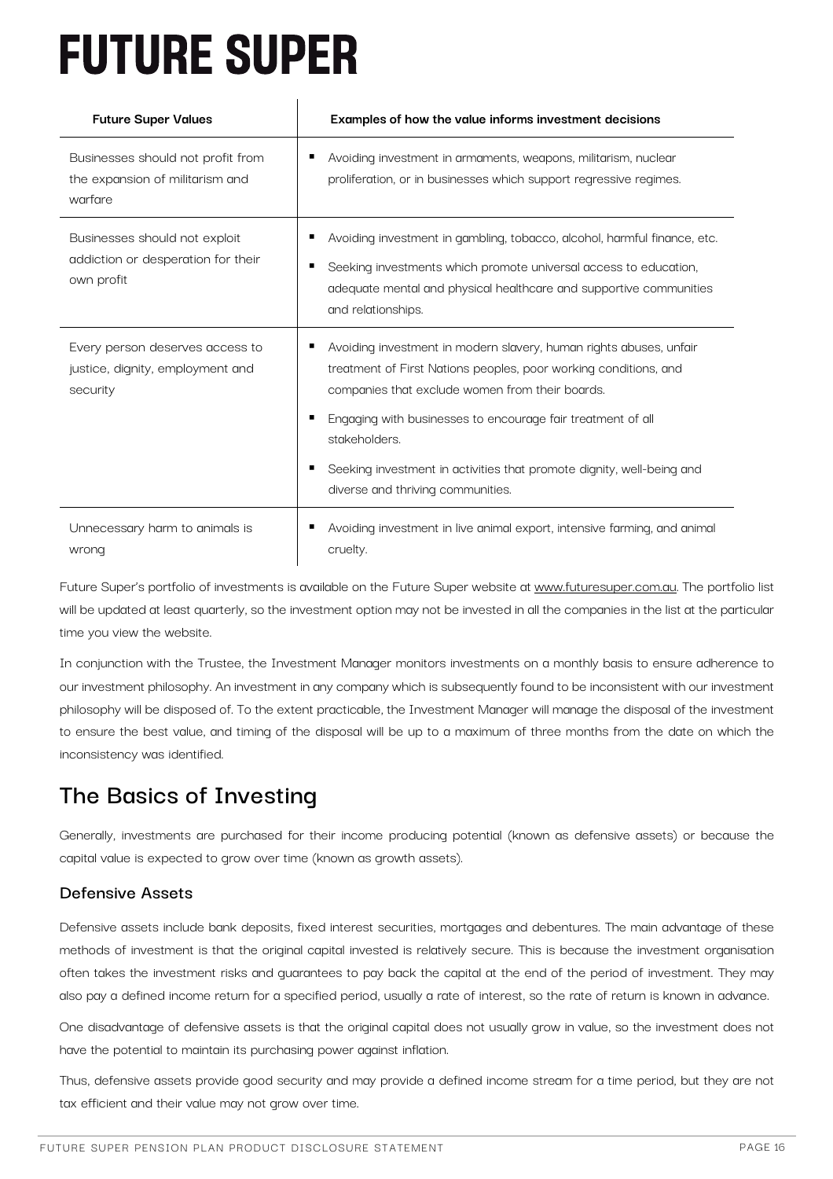# FUTURE SUPER

| Future Super Values | Examples of how the value informs investment decisions |
| --- | --- |
| Businesses should not profit from the expansion of militarism and warfare | ▪ Avoiding investment in armaments, weapons, militarism, nuclear proliferation, or in businesses which support regressive regimes. |
| Businesses should not exploit addiction or desperation for their own profit | ▪ Avoiding investment in gambling, tobacco, alcohol, harmful finance, etc.<br>▪ Seeking investments which promote universal access to education, adequate mental and physical healthcare and supportive communities and relationships. |
| Every person deserves access to justice, dignity, employment and security | ▪ Avoiding investment in modern slavery, human rights abuses, unfair treatment of First Nations peoples, poor working conditions, and companies that exclude women from their boards.<br>▪ Engaging with businesses to encourage fair treatment of all stakeholders.<br>▪ Seeking investment in activities that promote dignity, well-being and diverse and thriving communities. |
| Unnecessary harm to animals is wrong | ▪ Avoiding investment in live animal export, intensive farming, and animal cruelty. |

Future Super's portfolio of investments is available on the Future Super website at www.futuresuper.com.au. The portfolio list will be updated at least quarterly, so the investment option may not be invested in all the companies in the list at the particular time you view the website.

In conjunction with the Trustee, the Investment Manager monitors investments on a monthly basis to ensure adherence to our investment philosophy. An investment in any company which is subsequently found to be inconsistent with our investment philosophy will be disposed of. To the extent practicable, the Investment Manager will manage the disposal of the investment to ensure the best value, and timing of the disposal will be up to a maximum of three months from the date on which the inconsistency was identified.

## The Basics of Investing

Generally, investments are purchased for their income producing potential (known as defensive assets) or because the capital value is expected to grow over time (known as growth assets).

### Defensive Assets

Defensive assets include bank deposits, fixed interest securities, mortgages and debentures. The main advantage of these methods of investment is that the original capital invested is relatively secure. This is because the investment organisation often takes the investment risks and guarantees to pay back the capital at the end of the period of investment. They may also pay a defined income return for a specified period, usually a rate of interest, so the rate of return is known in advance.

One disadvantage of defensive assets is that the original capital does not usually grow in value, so the investment does not have the potential to maintain its purchasing power against inflation.

Thus, defensive assets provide good security and may provide a defined income stream for a time period, but they are not tax efficient and their value may not grow over time.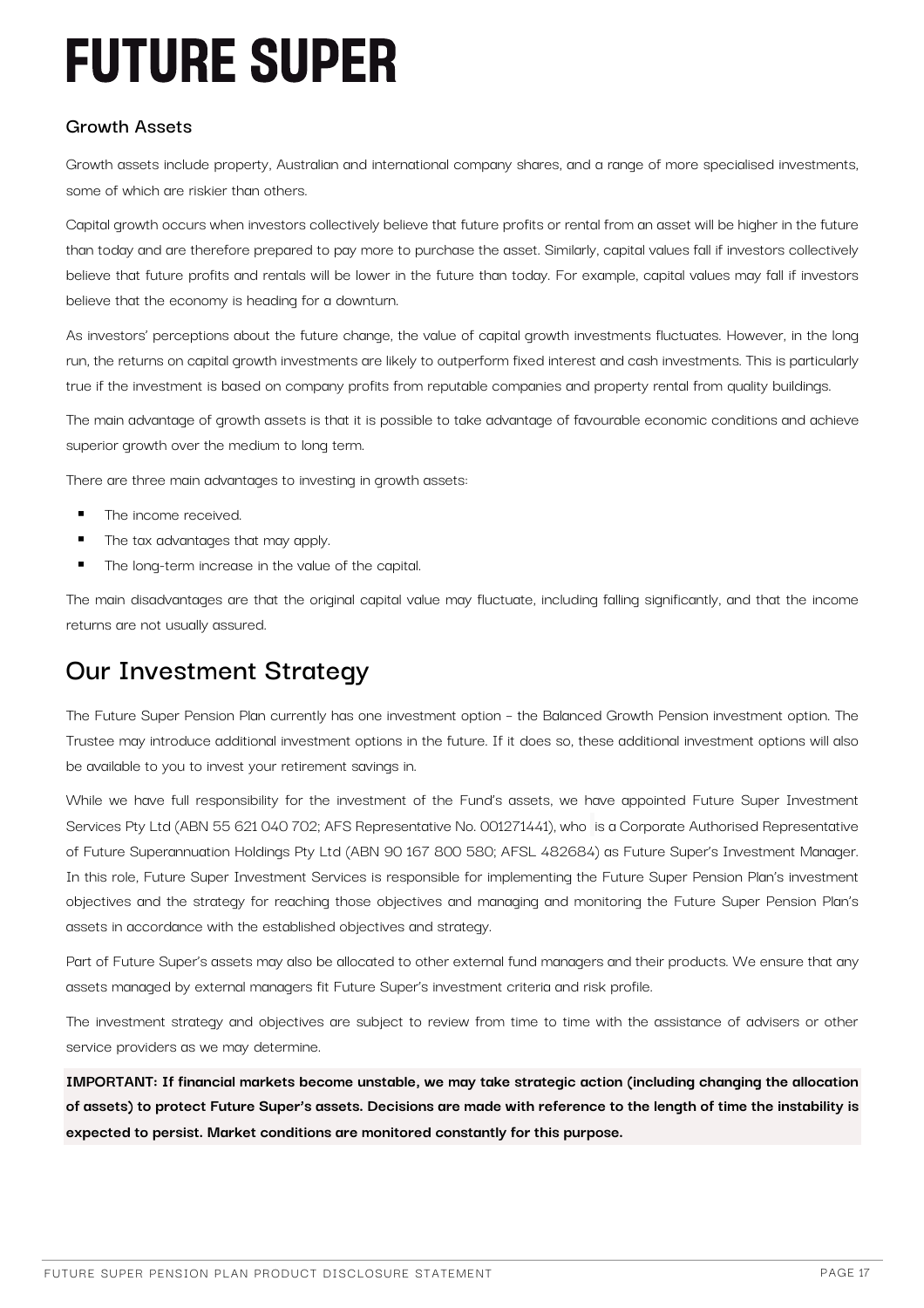## Growth Assets

Growth assets include property, Australian and international company shares, and a range of more specialised investments, some of which are riskier than others.

Capital growth occurs when investors collectively believe that future profits or rental from an asset will be higher in the future than today and are therefore prepared to pay more to purchase the asset. Similarly, capital values fall if investors collectively believe that future profits and rentals will be lower in the future than today. For example, capital values may fall if investors believe that the economy is heading for a downturn.

As investors' perceptions about the future change, the value of capital growth investments fluctuates. However, in the long run, the returns on capital growth investments are likely to outperform fixed interest and cash investments. This is particularly true if the investment is based on company profits from reputable companies and property rental from quality buildings.

The main advantage of growth assets is that it is possible to take advantage of favourable economic conditions and achieve superior growth over the medium to long term.

There are three main advantages to investing in growth assets:

- The income received.
- The tax advantages that may apply.
- The long-term increase in the value of the capital.

The main disadvantages are that the original capital value may fluctuate, including falling significantly, and that the income returns are not usually assured.

# Our Investment Strategy

The Future Super Pension Plan currently has one investment option - the Balanced Growth Pension investment option. The Trustee may introduce additional investment options in the future. If it does so, these additional investment options will also be available to you to invest your retirement savings in.

While we have full responsibility for the investment of the Fund's assets, we have appointed Future Super Investment Services Pty Ltd (ABN 55 621 040 702; AFS Representative No. 001271441), who is a Corporate Authorised Representative of Future Superannuation Holdings Pty Ltd (ABN 90 167 800 580; AFSL 482684) as Future Super's Investment Manager. In this role, Future Super Investment Services is responsible for implementing the Future Super Pension Plan's investment objectives and the strategy for reaching those objectives and managing and monitoring the Future Super Pension Plan's assets in accordance with the established objectives and strategy.

Part of Future Super's assets may also be allocated to other external fund managers and their products. We ensure that any assets managed by external managers fit Future Super's investment criteria and risk profile.

The investment strategy and objectives are subject to review from time to time with the assistance of advisers or other service providers as we may determine.

**IMPORTANT: If financial markets become unstable, we may take strategic action (including changing the allocation of assets) to protect Future Super's assets. Decisions are made with reference to the length of time the instability is expected to persist. Market conditions are monitored constantly for this purpose.**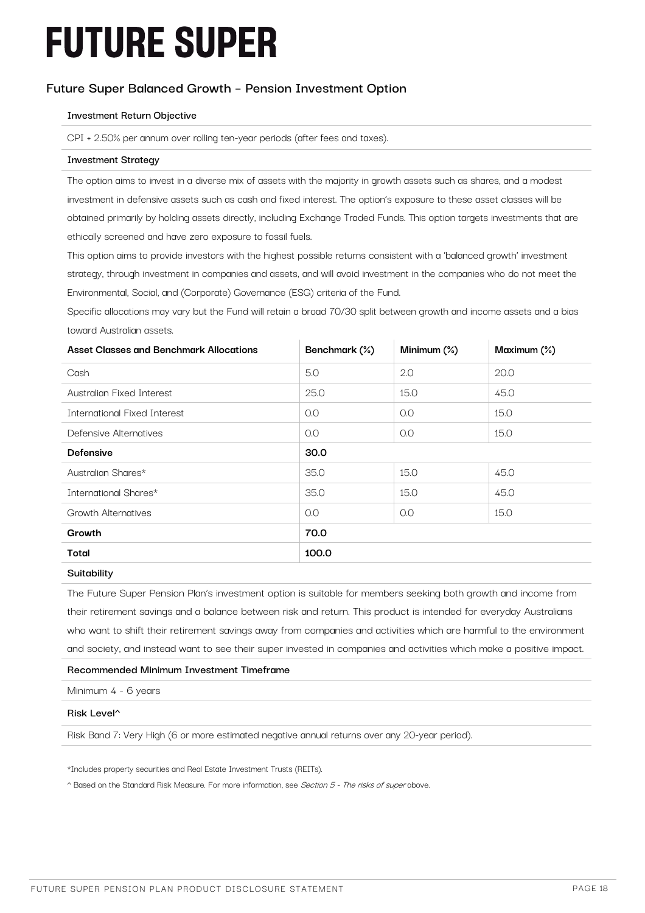# FUTURE SUPER

## Future Super Balanced Growth – Pension Investment Option

**Investment Return Objective**

CPI + 2.50% per annum over rolling ten-year periods (after fees and taxes).

**Investment Strategy**

The option aims to invest in a diverse mix of assets with the majority in growth assets such as shares, and a modest investment in defensive assets such as cash and fixed interest. The option's exposure to these asset classes will be obtained primarily by holding assets directly, including Exchange Traded Funds. This option targets investments that are ethically screened and have zero exposure to fossil fuels.

This option aims to provide investors with the highest possible returns consistent with a 'balanced growth' investment strategy, through investment in companies and assets, and will avoid investment in the companies who do not meet the Environmental, Social, and (Corporate) Governance (ESG) criteria of the Fund.

Specific allocations may vary but the Fund will retain a broad 70/30 split between growth and income assets and a bias toward Australian assets.

| Asset Classes and Benchmark Allocations | Benchmark (%) | Minimum (%) | Maximum (%) |
|---|---|---|---|
| Cash | 5.0 | 2.0 | 20.0 |
| Australian Fixed Interest | 25.0 | 15.0 | 45.0 |
| International Fixed Interest | 0.0 | 0.0 | 15.0 |
| Defensive Alternatives | 0.0 | 0.0 | 15.0 |
| **Defensive** | **30.0** | | |
| Australian Shares* | 35.0 | 15.0 | 45.0 |
| International Shares* | 35.0 | 15.0 | 45.0 |
| Growth Alternatives | 0.0 | 0.0 | 15.0 |
| **Growth** | **70.0** | | |
| **Total** | **100.0** | | |

**Suitability**

The Future Super Pension Plan's investment option is suitable for members seeking both growth and income from their retirement savings and a balance between risk and return. This product is intended for everyday Australians who want to shift their retirement savings away from companies and activities which are harmful to the environment and society, and instead want to see their super invested in companies and activities which make a positive impact.

**Recommended Minimum Investment Timeframe**

Minimum 4 - 6 years

**Risk Level^**

Risk Band 7: Very High (6 or more estimated negative annual returns over any 20-year period).

*Includes property securities and Real Estate Investment Trusts (REITs).

^ Based on the Standard Risk Measure. For more information, see *Section 5 - The risks of super* above.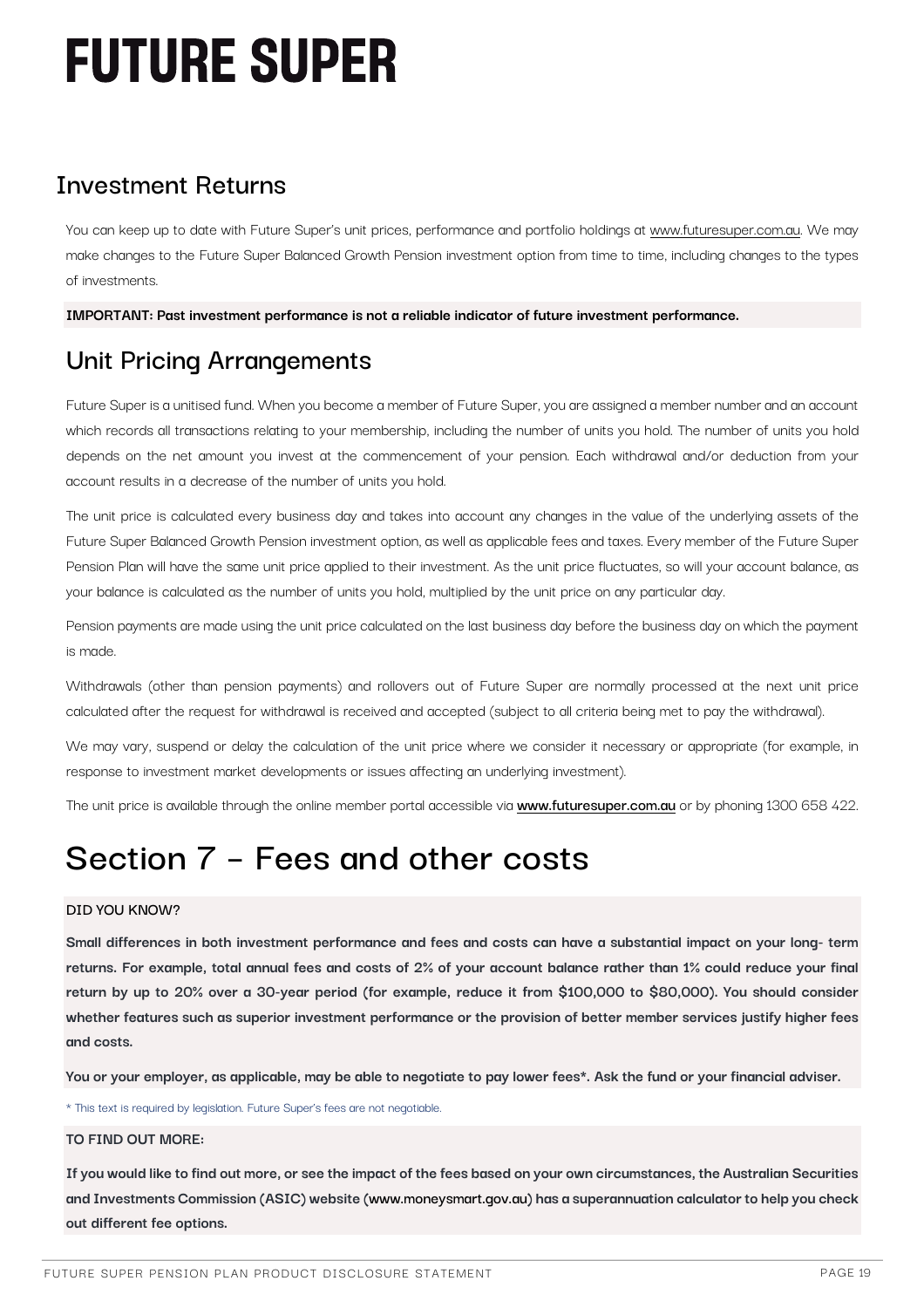## Investment Returns

You can keep up to date with Future Super's unit prices, performance and portfolio holdings at www.futuresuper.com.au. We may make changes to the Future Super Balanced Growth Pension investment option from time to time, including changes to the types of investments.

**IMPORTANT: Past investment performance is not a reliable indicator of future investment performance.**

## Unit Pricing Arrangements

Future Super is a unitised fund. When you become a member of Future Super, you are assigned a member number and an account which records all transactions relating to your membership, including the number of units you hold. The number of units you hold depends on the net amount you invest at the commencement of your pension. Each withdrawal and/or deduction from your account results in a decrease of the number of units you hold.

The unit price is calculated every business day and takes into account any changes in the value of the underlying assets of the Future Super Balanced Growth Pension investment option, as well as applicable fees and taxes. Every member of the Future Super Pension Plan will have the same unit price applied to their investment. As the unit price fluctuates, so will your account balance, as your balance is calculated as the number of units you hold, multiplied by the unit price on any particular day.

Pension payments are made using the unit price calculated on the last business day before the business day on which the payment is made.

Withdrawals (other than pension payments) and rollovers out of Future Super are normally processed at the next unit price calculated after the request for withdrawal is received and accepted (subject to all criteria being met to pay the withdrawal).

We may vary, suspend or delay the calculation of the unit price where we consider it necessary or appropriate (for example, in response to investment market developments or issues affecting an underlying investment).

The unit price is available through the online member portal accessible via **www.futuresuper.com.au** or by phoning 1300 658 422.

# Section 7 - Fees and other costs

DID YOU KNOW?

**Small differences in both investment performance and fees and costs can have a substantial impact on your long- term returns. For example, total annual fees and costs of 2% of your account balance rather than 1% could reduce your final return by up to 20% over a 30-year period (for example, reduce it from $100,000 to $80,000). You should consider whether features such as superior investment performance or the provision of better member services justify higher fees and costs.**

**You or your employer, as applicable, may be able to negotiate to pay lower fees*. Ask the fund or your financial adviser.**

* This text is required by legislation. Future Super's fees are not negotiable.

TO FIND OUT MORE:

**If you would like to find out more, or see the impact of the fees based on your own circumstances, the Australian Securities and Investments Commission (ASIC) website (www.moneysmart.gov.au) has a superannuation calculator to help you check out different fee options.**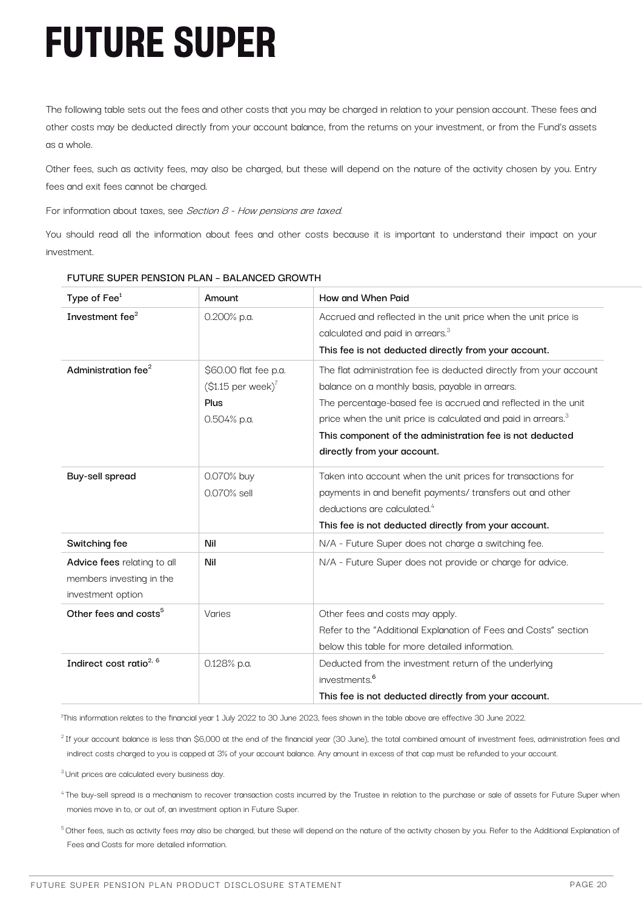# FUTURE SUPER

The following table sets out the fees and other costs that you may be charged in relation to your pension account. These fees and other costs may be deducted directly from your account balance, from the returns on your investment, or from the Fund's assets as a whole.

Other fees, such as activity fees, may also be charged, but these will depend on the nature of the activity chosen by you. Entry fees and exit fees cannot be charged.

For information about taxes, see *Section 8 - How pensions are taxed*.

You should read all the information about fees and other costs because it is important to understand their impact on your investment.

FUTURE SUPER PENSION PLAN - BALANCED GROWTH

| Type of Fee[1] | Amount | How and When Paid |
|---|---|---|
| **Investment fee[2]** | 0.200% p.a. | Accrued and reflected in the unit price when the unit price is calculated and paid in arrears.[3] **This fee is not deducted directly from your account.** |
| **Administration fee[2]** | $60.00 flat fee p.a. ($1.15 per week)[7] **Plus** 0.504% p.a. | The flat administration fee is deducted directly from your account balance on a monthly basis, payable in arrears. The percentage-based fee is accrued and reflected in the unit price when the unit price is calculated and paid in arrears.[3] **This component of the administration fee is not deducted directly from your account.** |
| **Buy-sell spread** | 0.070% buy 0.070% sell | Taken into account when the unit prices for transactions for payments in and benefit payments/ transfers out and other deductions are calculated.[4] **This fee is not deducted directly from your account.** |
| **Switching fee** | **Nil** | N/A - Future Super does not charge a switching fee. |
| **Advice fees** relating to all members investing in the investment option | **Nil** | N/A - Future Super does not provide or charge for advice. |
| **Other fees and costs[5]** | Varies | Other fees and costs may apply. Refer to the "Additional Explanation of Fees and Costs" section below this table for more detailed information. |
| **Indirect cost ratio[2, 6]** | 0.128% p.a. | Deducted from the investment return of the underlying investments.[6] **This fee is not deducted directly from your account.** |

[1] This information relates to the financial year 1 July 2022 to 30 June 2023, fees shown in the table above are effective 30 June 2022.

[2] If your account balance is less than $6,000 at the end of the financial year (30 June), the total combined amount of investment fees, administration fees and indirect costs charged to you is capped at 3% of your account balance. Any amount in excess of that cap must be refunded to your account.

[3] Unit prices are calculated every business day.

[4] The buy-sell spread is a mechanism to recover transaction costs incurred by the Trustee in relation to the purchase or sale of assets for Future Super when monies move in to, or out of, an investment option in Future Super.

[5] Other fees, such as activity fees may also be charged, but these will depend on the nature of the activity chosen by you. Refer to the Additional Explanation of Fees and Costs for more detailed information.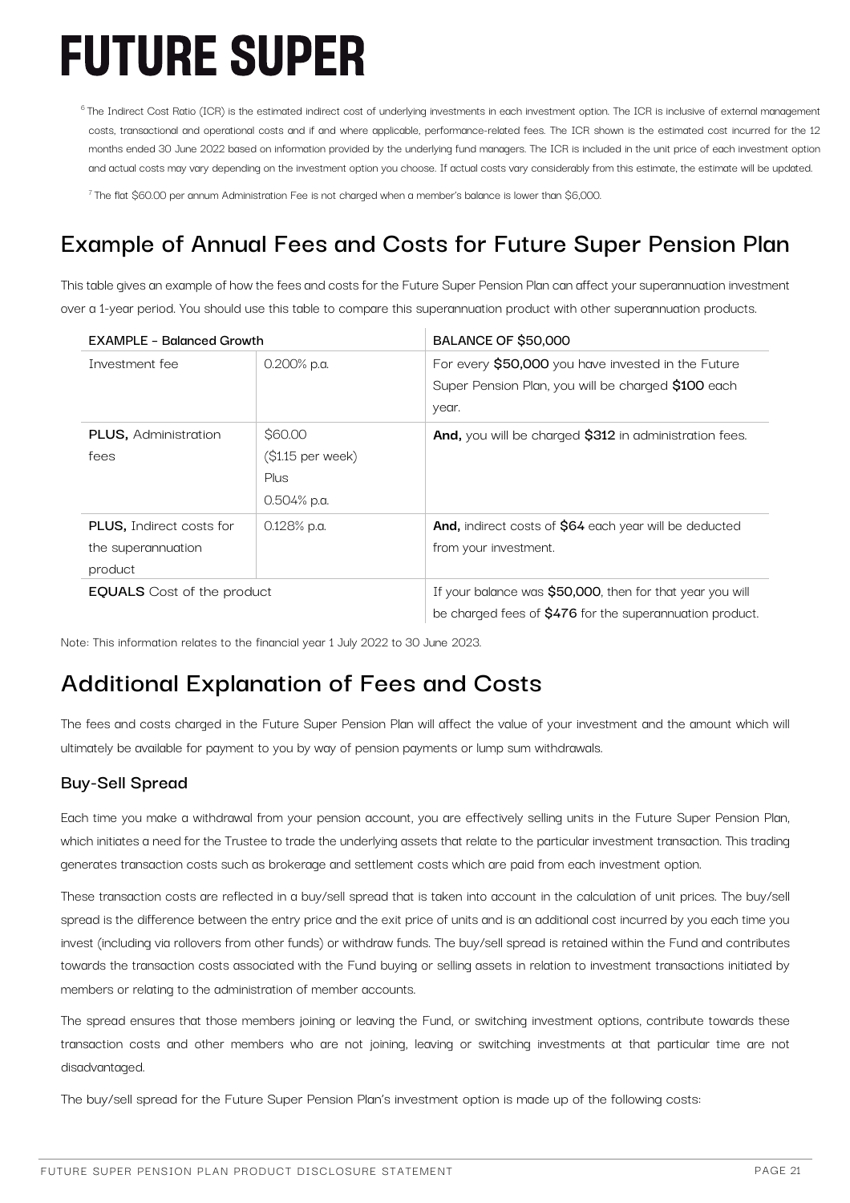# FUTURE SUPER

[6] The Indirect Cost Ratio (ICR) is the estimated indirect cost of underlying investments in each investment option. The ICR is inclusive of external management costs, transactional and operational costs and if and where applicable, performance-related fees. The ICR shown is the estimated cost incurred for the 12 months ended 30 June 2022 based on information provided by the underlying fund managers. The ICR is included in the unit price of each investment option and actual costs may vary depending on the investment option you choose. If actual costs vary considerably from this estimate, the estimate will be updated.

[7] The flat $60.00 per annum Administration Fee is not charged when a member's balance is lower than $6,000.

## Example of Annual Fees and Costs for Future Super Pension Plan

This table gives an example of how the fees and costs for the Future Super Pension Plan can affect your superannuation investment over a 1-year period. You should use this table to compare this superannuation product with other superannuation products.

| EXAMPLE - Balanced Growth | | BALANCE OF $50,000 |
|---|---|---|
| Investment fee | 0.200% p.a. | For every **$50,000** you have invested in the Future Super Pension Plan, you will be charged **$100** each year. |
| **PLUS,** Administration fees | $60.00 ($1.15 per week) Plus 0.504% p.a. | **And,** you will be charged **$312** in administration fees. |
| **PLUS,** Indirect costs for the superannuation product | 0.128% p.a. | **And,** indirect costs of **$64** each year will be deducted from your investment. |
| **EQUALS** Cost of the product | | If your balance was **$50,000**, then for that year you will be charged fees of **$476** for the superannuation product. |

Note: This information relates to the financial year 1 July 2022 to 30 June 2023.

## Additional Explanation of Fees and Costs

The fees and costs charged in the Future Super Pension Plan will affect the value of your investment and the amount which will ultimately be available for payment to you by way of pension payments or lump sum withdrawals.

### Buy-Sell Spread

Each time you make a withdrawal from your pension account, you are effectively selling units in the Future Super Pension Plan, which initiates a need for the Trustee to trade the underlying assets that relate to the particular investment transaction. This trading generates transaction costs such as brokerage and settlement costs which are paid from each investment option.

These transaction costs are reflected in a buy/sell spread that is taken into account in the calculation of unit prices. The buy/sell spread is the difference between the entry price and the exit price of units and is an additional cost incurred by you each time you invest (including via rollovers from other funds) or withdraw funds. The buy/sell spread is retained within the Fund and contributes towards the transaction costs associated with the Fund buying or selling assets in relation to investment transactions initiated by members or relating to the administration of member accounts.

The spread ensures that those members joining or leaving the Fund, or switching investment options, contribute towards these transaction costs and other members who are not joining, leaving or switching investments at that particular time are not disadvantaged.

The buy/sell spread for the Future Super Pension Plan's investment option is made up of the following costs: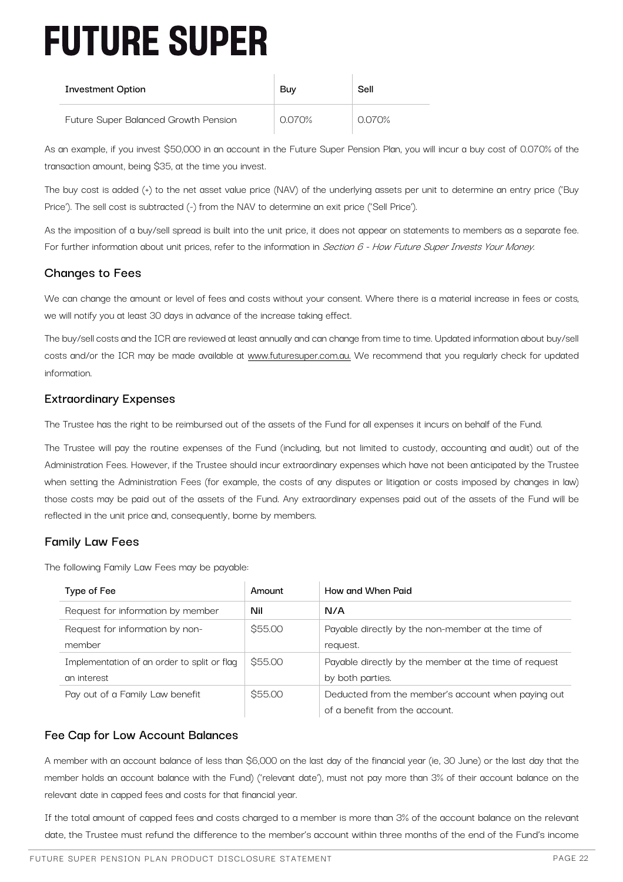| Investment Option | Buy | Sell |
|---|---|---|
| Future Super Balanced Growth Pension | 0.070% | 0.070% |

As an example, if you invest $50,000 in an account in the Future Super Pension Plan, you will incur a buy cost of 0.070% of the transaction amount, being $35, at the time you invest.

The buy cost is added (+) to the net asset value price (NAV) of the underlying assets per unit to determine an entry price ('Buy Price'). The sell cost is subtracted (-) from the NAV to determine an exit price ('Sell Price').

As the imposition of a buy/sell spread is built into the unit price, it does not appear on statements to members as a separate fee. For further information about unit prices, refer to the information in *Section 6 - How Future Super Invests Your Money.*

## Changes to Fees

We can change the amount or level of fees and costs without your consent. Where there is a material increase in fees or costs, we will notify you at least 30 days in advance of the increase taking effect.

The buy/sell costs and the ICR are reviewed at least annually and can change from time to time. Updated information about buy/sell costs and/or the ICR may be made available at www.futuresuper.com.au. We recommend that you regularly check for updated information.

## Extraordinary Expenses

The Trustee has the right to be reimbursed out of the assets of the Fund for all expenses it incurs on behalf of the Fund.

The Trustee will pay the routine expenses of the Fund (including, but not limited to custody, accounting and audit) out of the Administration Fees. However, if the Trustee should incur extraordinary expenses which have not been anticipated by the Trustee when setting the Administration Fees (for example, the costs of any disputes or litigation or costs imposed by changes in law) those costs may be paid out of the assets of the Fund. Any extraordinary expenses paid out of the assets of the Fund will be reflected in the unit price and, consequently, borne by members.

## Family Law Fees

The following Family Law Fees may be payable:

| Type of Fee | Amount | How and When Paid |
|---|---|---|
| Request for information by member | **Nil** | **N/A** |
| Request for information by non-member | $55.00 | Payable directly by the non-member at the time of request. |
| Implementation of an order to split or flag an interest | $55.00 | Payable directly by the member at the time of request by both parties. |
| Pay out of a Family Law benefit | $55.00 | Deducted from the member's account when paying out of a benefit from the account. |

## Fee Cap for Low Account Balances

A member with an account balance of less than $6,000 on the last day of the financial year (ie, 30 June) or the last day that the member holds an account balance with the Fund) ('relevant date'), must not pay more than 3% of their account balance on the relevant date in capped fees and costs for that financial year.

If the total amount of capped fees and costs charged to a member is more than 3% of the account balance on the relevant date, the Trustee must refund the difference to the member's account within three months of the end of the Fund's income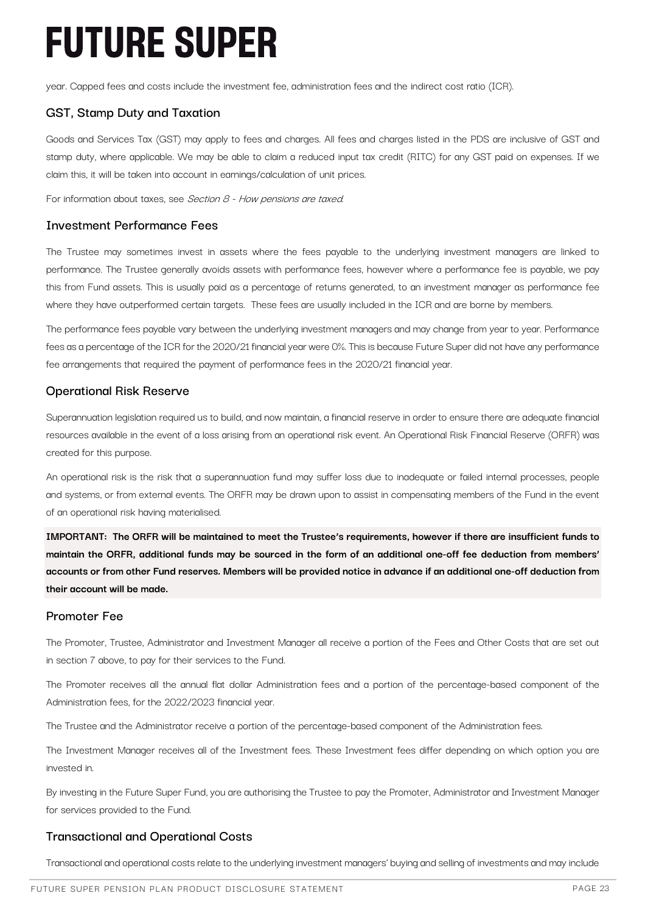year. Capped fees and costs include the investment fee, administration fees and the indirect cost ratio (ICR).

## GST, Stamp Duty and Taxation

Goods and Services Tax (GST) may apply to fees and charges. All fees and charges listed in the PDS are inclusive of GST and stamp duty, where applicable. We may be able to claim a reduced input tax credit (RITC) for any GST paid on expenses. If we claim this, it will be taken into account in earnings/calculation of unit prices.

For information about taxes, see *Section 8 - How pensions are taxed*.

## Investment Performance Fees

The Trustee may sometimes invest in assets where the fees payable to the underlying investment managers are linked to performance. The Trustee generally avoids assets with performance fees, however where a performance fee is payable, we pay this from Fund assets. This is usually paid as a percentage of returns generated, to an investment manager as performance fee where they have outperformed certain targets. These fees are usually included in the ICR and are borne by members.

The performance fees payable vary between the underlying investment managers and may change from year to year. Performance fees as a percentage of the ICR for the 2020/21 financial year were 0%. This is because Future Super did not have any performance fee arrangements that required the payment of performance fees in the 2020/21 financial year.

## Operational Risk Reserve

Superannuation legislation required us to build, and now maintain, a financial reserve in order to ensure there are adequate financial resources available in the event of a loss arising from an operational risk event. An Operational Risk Financial Reserve (ORFR) was created for this purpose.

An operational risk is the risk that a superannuation fund may suffer loss due to inadequate or failed internal processes, people and systems, or from external events. The ORFR may be drawn upon to assist in compensating members of the Fund in the event of an operational risk having materialised.

**IMPORTANT: The ORFR will be maintained to meet the Trustee's requirements, however if there are insufficient funds to maintain the ORFR, additional funds may be sourced in the form of an additional one-off fee deduction from members' accounts or from other Fund reserves. Members will be provided notice in advance if an additional one-off deduction from their account will be made.**

## Promoter Fee

The Promoter, Trustee, Administrator and Investment Manager all receive a portion of the Fees and Other Costs that are set out in section 7 above, to pay for their services to the Fund.

The Promoter receives all the annual flat dollar Administration fees and a portion of the percentage-based component of the Administration fees, for the 2022/2023 financial year.

The Trustee and the Administrator receive a portion of the percentage-based component of the Administration fees.

The Investment Manager receives all of the Investment fees. These Investment fees differ depending on which option you are invested in.

By investing in the Future Super Fund, you are authorising the Trustee to pay the Promoter, Administrator and Investment Manager for services provided to the Fund.

## Transactional and Operational Costs

Transactional and operational costs relate to the underlying investment managers' buying and selling of investments and may include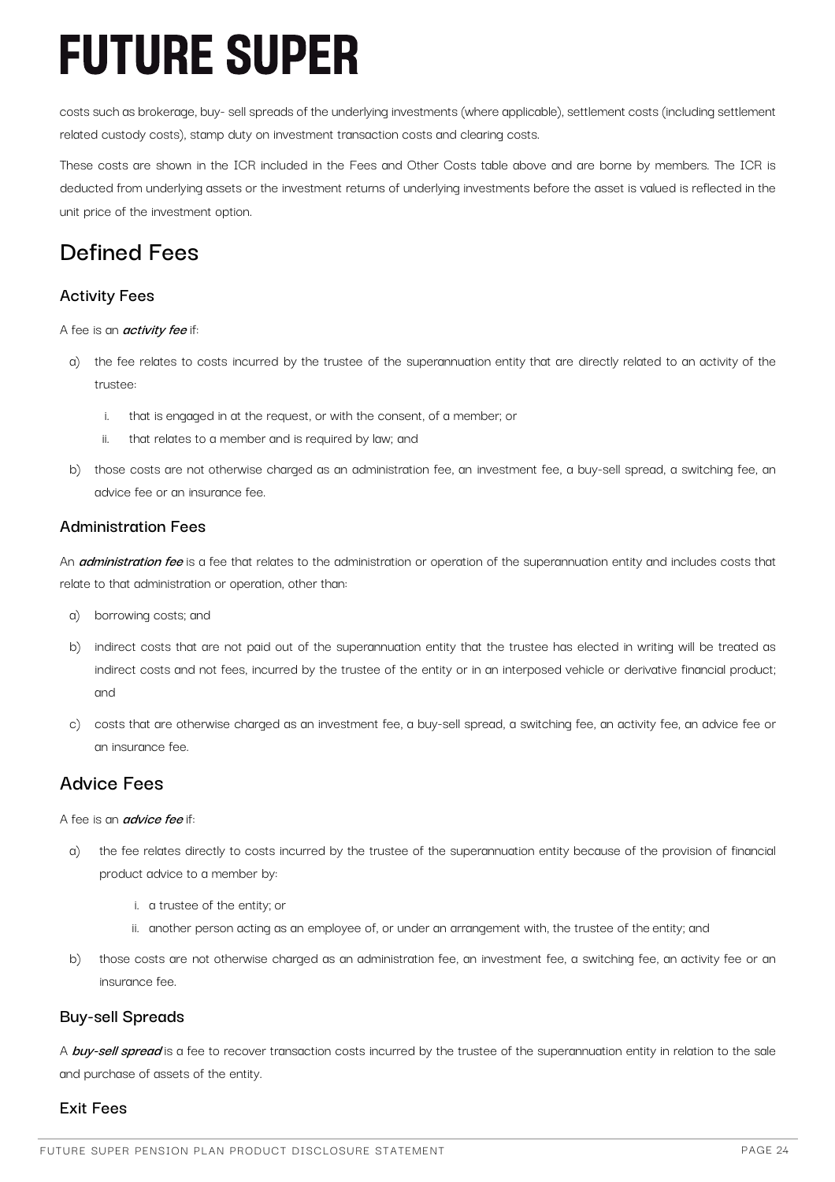costs such as brokerage, buy- sell spreads of the underlying investments (where applicable), settlement costs (including settlement related custody costs), stamp duty on investment transaction costs and clearing costs.

These costs are shown in the ICR included in the Fees and Other Costs table above and are borne by members. The ICR is deducted from underlying assets or the investment returns of underlying investments before the asset is valued is reflected in the unit price of the investment option.

## Defined Fees

### Activity Fees

A fee is an ***activity fee*** if:

a) the fee relates to costs incurred by the trustee of the superannuation entity that are directly related to an activity of the trustee:

   i. that is engaged in at the request, or with the consent, of a member; or

   ii. that relates to a member and is required by law; and

b) those costs are not otherwise charged as an administration fee, an investment fee, a buy-sell spread, a switching fee, an advice fee or an insurance fee.

### Administration Fees

An ***administration fee*** is a fee that relates to the administration or operation of the superannuation entity and includes costs that relate to that administration or operation, other than:

a) borrowing costs; and

b) indirect costs that are not paid out of the superannuation entity that the trustee has elected in writing will be treated as indirect costs and not fees, incurred by the trustee of the entity or in an interposed vehicle or derivative financial product; and

c) costs that are otherwise charged as an investment fee, a buy-sell spread, a switching fee, an activity fee, an advice fee or an insurance fee.

## Advice Fees

A fee is an ***advice fee*** if:

a) the fee relates directly to costs incurred by the trustee of the superannuation entity because of the provision of financial product advice to a member by:

   i. a trustee of the entity; or

   ii. another person acting as an employee of, or under an arrangement with, the trustee of the entity; and

b) those costs are not otherwise charged as an administration fee, an investment fee, a switching fee, an activity fee or an insurance fee.

### Buy-sell Spreads

A ***buy-sell spread*** is a fee to recover transaction costs incurred by the trustee of the superannuation entity in relation to the sale and purchase of assets of the entity.

### Exit Fees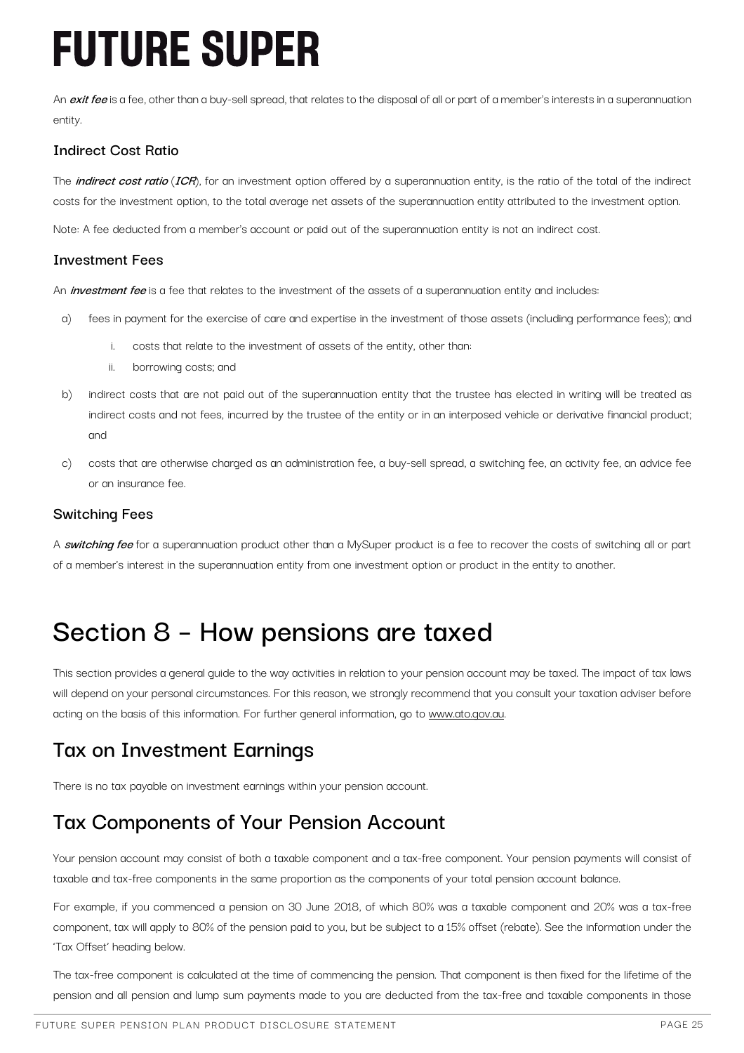An ***exit fee*** is a fee, other than a buy-sell spread, that relates to the disposal of all or part of a member's interests in a superannuation entity.

### Indirect Cost Ratio

The ***indirect cost ratio*** (***ICR***), for an investment option offered by a superannuation entity, is the ratio of the total of the indirect costs for the investment option, to the total average net assets of the superannuation entity attributed to the investment option.

Note: A fee deducted from a member's account or paid out of the superannuation entity is not an indirect cost.

### Investment Fees

An ***investment fee*** is a fee that relates to the investment of the assets of a superannuation entity and includes:

a) fees in payment for the exercise of care and expertise in the investment of those assets (including performance fees); and
   i. costs that relate to the investment of assets of the entity, other than:
   ii. borrowing costs; and

b) indirect costs that are not paid out of the superannuation entity that the trustee has elected in writing will be treated as indirect costs and not fees, incurred by the trustee of the entity or in an interposed vehicle or derivative financial product; and

c) costs that are otherwise charged as an administration fee, a buy-sell spread, a switching fee, an activity fee, an advice fee or an insurance fee.

### Switching Fees

A ***switching fee*** for a superannuation product other than a MySuper product is a fee to recover the costs of switching all or part of a member's interest in the superannuation entity from one investment option or product in the entity to another.

# Section 8 - How pensions are taxed

This section provides a general guide to the way activities in relation to your pension account may be taxed. The impact of tax laws will depend on your personal circumstances. For this reason, we strongly recommend that you consult your taxation adviser before acting on the basis of this information. For further general information, go to www.ato.gov.au.

## Tax on Investment Earnings

There is no tax payable on investment earnings within your pension account.

## Tax Components of Your Pension Account

Your pension account may consist of both a taxable component and a tax-free component. Your pension payments will consist of taxable and tax-free components in the same proportion as the components of your total pension account balance.

For example, if you commenced a pension on 30 June 2018, of which 80% was a taxable component and 20% was a tax-free component, tax will apply to 80% of the pension paid to you, but be subject to a 15% offset (rebate). See the information under the 'Tax Offset' heading below.

The tax-free component is calculated at the time of commencing the pension. That component is then fixed for the lifetime of the pension and all pension and lump sum payments made to you are deducted from the tax-free and taxable components in those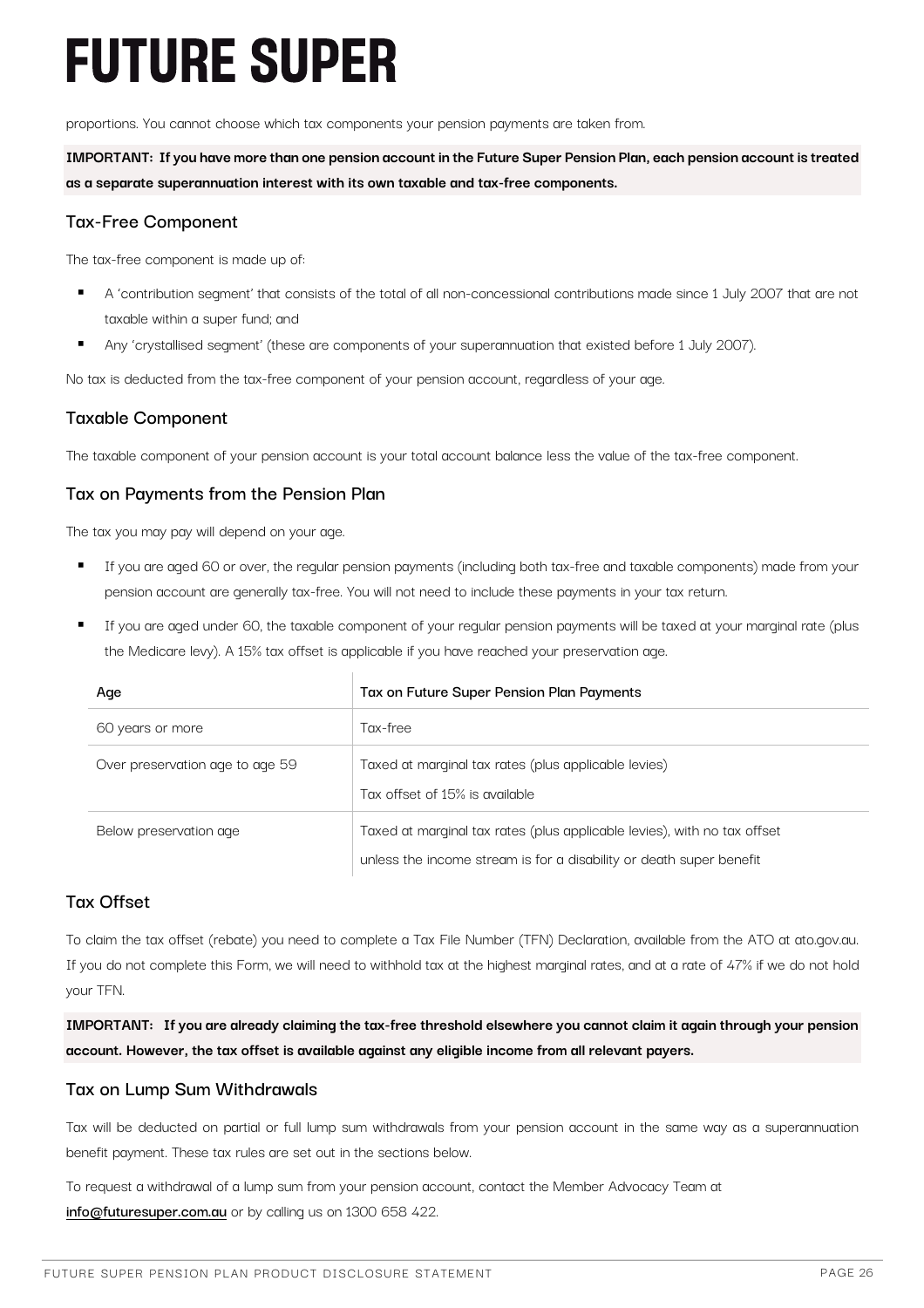proportions. You cannot choose which tax components your pension payments are taken from.

**IMPORTANT: If you have more than one pension account in the Future Super Pension Plan, each pension account is treated as a separate superannuation interest with its own taxable and tax-free components.**

## Tax-Free Component

The tax-free component is made up of:

- A 'contribution segment' that consists of the total of all non-concessional contributions made since 1 July 2007 that are not taxable within a super fund; and
- Any 'crystallised segment' (these are components of your superannuation that existed before 1 July 2007).

No tax is deducted from the tax-free component of your pension account, regardless of your age.

## Taxable Component

The taxable component of your pension account is your total account balance less the value of the tax-free component.

## Tax on Payments from the Pension Plan

The tax you may pay will depend on your age.

- If you are aged 60 or over, the regular pension payments (including both tax-free and taxable components) made from your pension account are generally tax-free. You will not need to include these payments in your tax return.
- If you are aged under 60, the taxable component of your regular pension payments will be taxed at your marginal rate (plus the Medicare levy). A 15% tax offset is applicable if you have reached your preservation age.

| Age | Tax on Future Super Pension Plan Payments |
| --- | --- |
| 60 years or more | Tax-free |
| Over preservation age to age 59 | Taxed at marginal tax rates (plus applicable levies)<br>Tax offset of 15% is available |
| Below preservation age | Taxed at marginal tax rates (plus applicable levies), with no tax offset unless the income stream is for a disability or death super benefit |

## Tax Offset

To claim the tax offset (rebate) you need to complete a Tax File Number (TFN) Declaration, available from the ATO at ato.gov.au. If you do not complete this Form, we will need to withhold tax at the highest marginal rates, and at a rate of 47% if we do not hold your TFN.

**IMPORTANT: If you are already claiming the tax-free threshold elsewhere you cannot claim it again through your pension account. However, the tax offset is available against any eligible income from all relevant payers.**

## Tax on Lump Sum Withdrawals

Tax will be deducted on partial or full lump sum withdrawals from your pension account in the same way as a superannuation benefit payment. These tax rules are set out in the sections below.

To request a withdrawal of a lump sum from your pension account, contact the Member Advocacy Team at info@futuresuper.com.au or by calling us on 1300 658 422.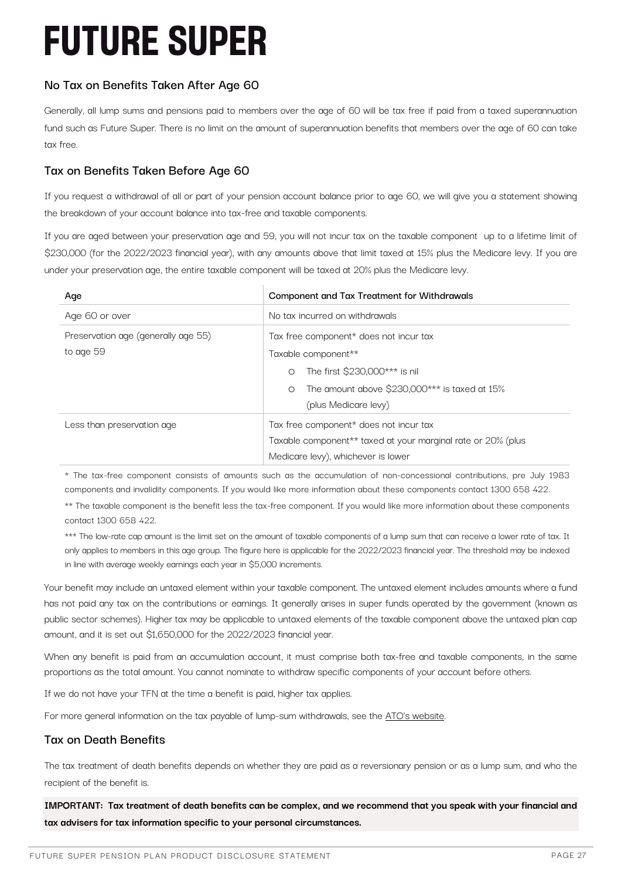# FUTURE SUPER

## No Tax on Benefits Taken After Age 60

Generally, all lump sums and pensions paid to members over the age of 60 will be tax free if paid from a taxed superannuation fund such as Future Super. There is no limit on the amount of superannuation benefits that members over the age of 60 can take tax free.

## Tax on Benefits Taken Before Age 60

If you request a withdrawal of all or part of your pension account balance prior to age 60, we will give you a statement showing the breakdown of your account balance into tax-free and taxable components.

If you are aged between your preservation age and 59, you will not incur tax on the taxable component up to a lifetime limit of $230,000 (for the 2022/2023 financial year), with any amounts above that limit taxed at 15% plus the Medicare levy. If you are under your preservation age, the entire taxable component will be taxed at 20% plus the Medicare levy.

| Age | Component and Tax Treatment for Withdrawals |
|---|---|
| Age 60 or over | No tax incurred on withdrawals |
| Preservation age (generally age 55) to age 59 | Tax free component* does not incur tax<br>Taxable component**<br>○ The first $230,000*** is nil<br>○ The amount above $230,000*** is taxed at 15% (plus Medicare levy) |
| Less than preservation age | Tax free component* does not incur tax<br>Taxable component** taxed at your marginal rate or 20% (plus Medicare levy), whichever is lower |

\* The tax-free component consists of amounts such as the accumulation of non-concessional contributions, pre July 1983 components and invalidity components. If you would like more information about these components contact 1300 658 422.

** The taxable component is the benefit less the tax-free component. If you would like more information about these components contact 1300 658 422.

*** The low-rate cap amount is the limit set on the amount of taxable components of a lump sum that can receive a lower rate of tax. It only applies to members in this age group. The figure here is applicable for the 2022/2023 financial year. The threshold may be indexed in line with average weekly earnings each year in $5,000 increments.

Your benefit may include an untaxed element within your taxable component. The untaxed element includes amounts where a fund has not paid any tax on the contributions or earnings. It generally arises in super funds operated by the government (known as public sector schemes). Higher tax may be applicable to untaxed elements of the taxable component above the untaxed plan cap amount, and it is set out $1,650,000 for the 2022/2023 financial year.

When any benefit is paid from an accumulation account, it must comprise both tax-free and taxable components, in the same proportions as the total amount. You cannot nominate to withdraw specific components of your account before others.

If we do not have your TFN at the time a benefit is paid, higher tax applies.

For more general information on the tax payable of lump-sum withdrawals, see the ATO's website.

## Tax on Death Benefits

The tax treatment of death benefits depends on whether they are paid as a reversionary pension or as a lump sum, and who the recipient of the benefit is.

**IMPORTANT: Tax treatment of death benefits can be complex, and we recommend that you speak with your financial and tax advisers for tax information specific to your personal circumstances.**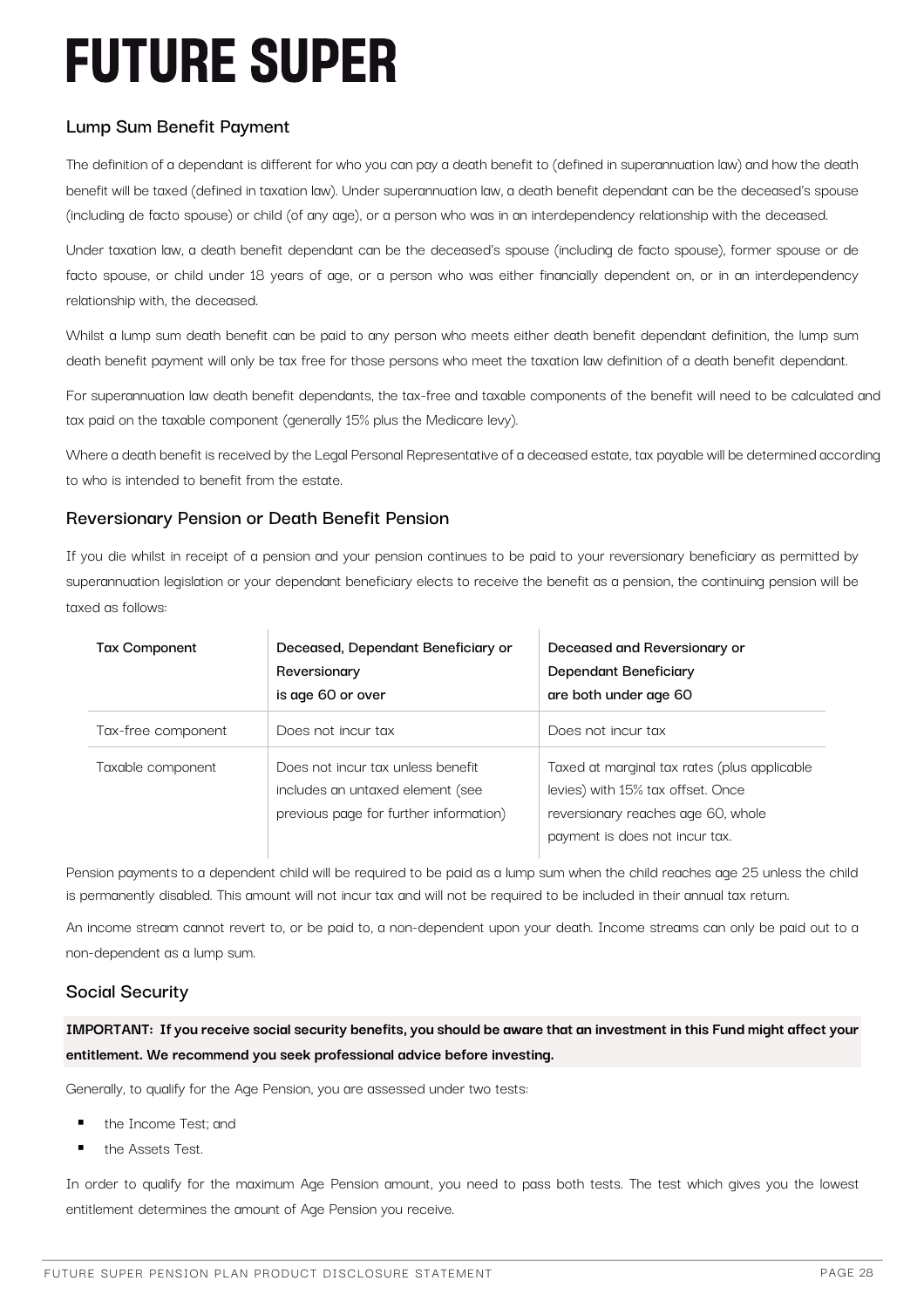## Lump Sum Benefit Payment

The definition of a dependant is different for who you can pay a death benefit to (defined in superannuation law) and how the death benefit will be taxed (defined in taxation law). Under superannuation law, a death benefit dependant can be the deceased's spouse (including de facto spouse) or child (of any age), or a person who was in an interdependency relationship with the deceased.

Under taxation law, a death benefit dependant can be the deceased's spouse (including de facto spouse), former spouse or de facto spouse, or child under 18 years of age, or a person who was either financially dependent on, or in an interdependency relationship with, the deceased.

Whilst a lump sum death benefit can be paid to any person who meets either death benefit dependant definition, the lump sum death benefit payment will only be tax free for those persons who meet the taxation law definition of a death benefit dependant.

For superannuation law death benefit dependants, the tax-free and taxable components of the benefit will need to be calculated and tax paid on the taxable component (generally 15% plus the Medicare levy).

Where a death benefit is received by the Legal Personal Representative of a deceased estate, tax payable will be determined according to who is intended to benefit from the estate.

## Reversionary Pension or Death Benefit Pension

If you die whilst in receipt of a pension and your pension continues to be paid to your reversionary beneficiary as permitted by superannuation legislation or your dependant beneficiary elects to receive the benefit as a pension, the continuing pension will be taxed as follows:

| Tax Component | Deceased, Dependant Beneficiary or Reversionary is age 60 or over | Deceased and Reversionary or Dependant Beneficiary are both under age 60 |
|---|---|---|
| Tax-free component | Does not incur tax | Does not incur tax |
| Taxable component | Does not incur tax unless benefit includes an untaxed element (see previous page for further information) | Taxed at marginal tax rates (plus applicable levies) with 15% tax offset. Once reversionary reaches age 60, whole payment is does not incur tax. |

Pension payments to a dependent child will be required to be paid as a lump sum when the child reaches age 25 unless the child is permanently disabled. This amount will not incur tax and will not be required to be included in their annual tax return.

An income stream cannot revert to, or be paid to, a non-dependent upon your death. Income streams can only be paid out to a non-dependent as a lump sum.

## Social Security

**IMPORTANT: If you receive social security benefits, you should be aware that an investment in this Fund might affect your entitlement. We recommend you seek professional advice before investing.**

Generally, to qualify for the Age Pension, you are assessed under two tests:

- the Income Test; and
- the Assets Test.

In order to qualify for the maximum Age Pension amount, you need to pass both tests. The test which gives you the lowest entitlement determines the amount of Age Pension you receive.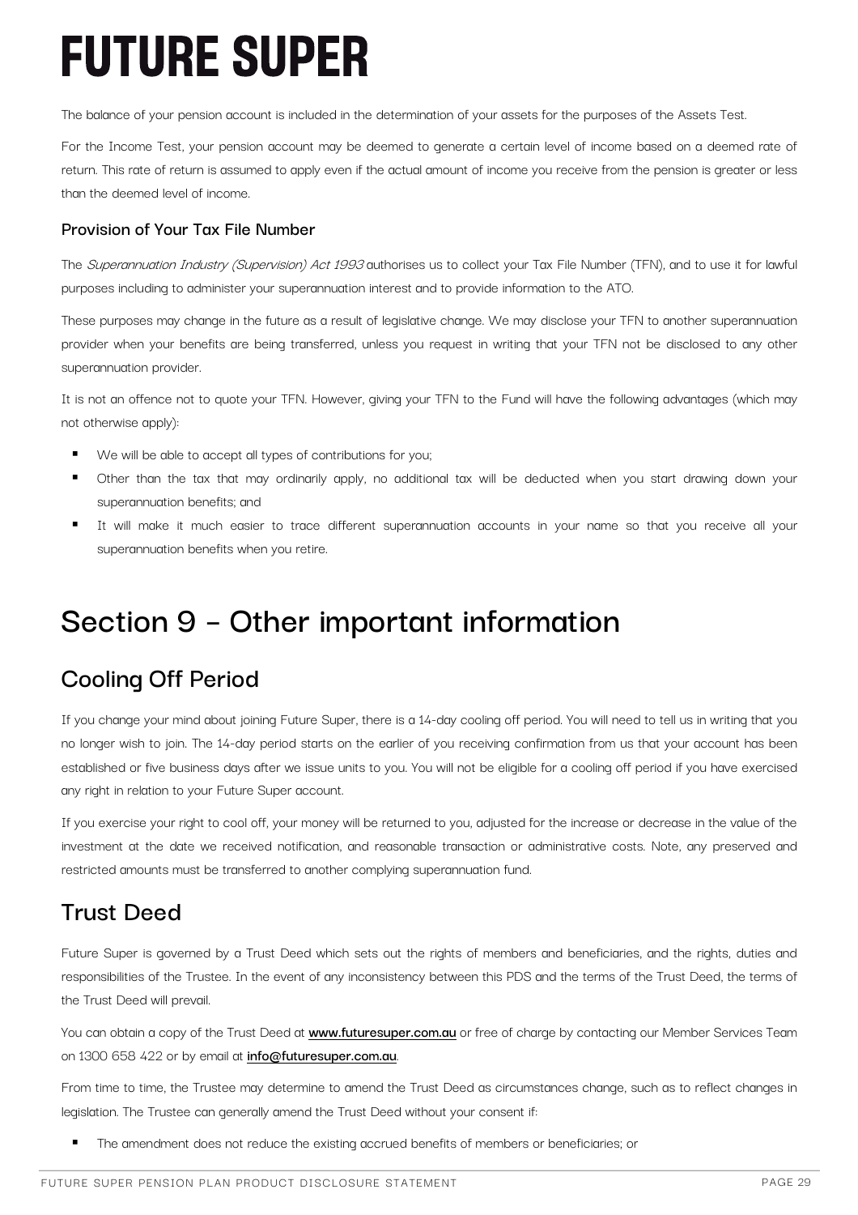The balance of your pension account is included in the determination of your assets for the purposes of the Assets Test.

For the Income Test, your pension account may be deemed to generate a certain level of income based on a deemed rate of return. This rate of return is assumed to apply even if the actual amount of income you receive from the pension is greater or less than the deemed level of income.

### Provision of Your Tax File Number

The *Superannuation Industry (Supervision) Act 1993* authorises us to collect your Tax File Number (TFN), and to use it for lawful purposes including to administer your superannuation interest and to provide information to the ATO.

These purposes may change in the future as a result of legislative change. We may disclose your TFN to another superannuation provider when your benefits are being transferred, unless you request in writing that your TFN not be disclosed to any other superannuation provider.

It is not an offence not to quote your TFN. However, giving your TFN to the Fund will have the following advantages (which may not otherwise apply):

- We will be able to accept all types of contributions for you;
- Other than the tax that may ordinarily apply, no additional tax will be deducted when you start drawing down your superannuation benefits; and
- It will make it much easier to trace different superannuation accounts in your name so that you receive all your superannuation benefits when you retire.

# Section 9 – Other important information

## Cooling Off Period

If you change your mind about joining Future Super, there is a 14-day cooling off period. You will need to tell us in writing that you no longer wish to join. The 14-day period starts on the earlier of you receiving confirmation from us that your account has been established or five business days after we issue units to you. You will not be eligible for a cooling off period if you have exercised any right in relation to your Future Super account.

If you exercise your right to cool off, your money will be returned to you, adjusted for the increase or decrease in the value of the investment at the date we received notification, and reasonable transaction or administrative costs. Note, any preserved and restricted amounts must be transferred to another complying superannuation fund.

## Trust Deed

Future Super is governed by a Trust Deed which sets out the rights of members and beneficiaries, and the rights, duties and responsibilities of the Trustee. In the event of any inconsistency between this PDS and the terms of the Trust Deed, the terms of the Trust Deed will prevail.

You can obtain a copy of the Trust Deed at **www.futuresuper.com.au** or free of charge by contacting our Member Services Team on 1300 658 422 or by email at **info@futuresuper.com.au**.

From time to time, the Trustee may determine to amend the Trust Deed as circumstances change, such as to reflect changes in legislation. The Trustee can generally amend the Trust Deed without your consent if:

- The amendment does not reduce the existing accrued benefits of members or beneficiaries; or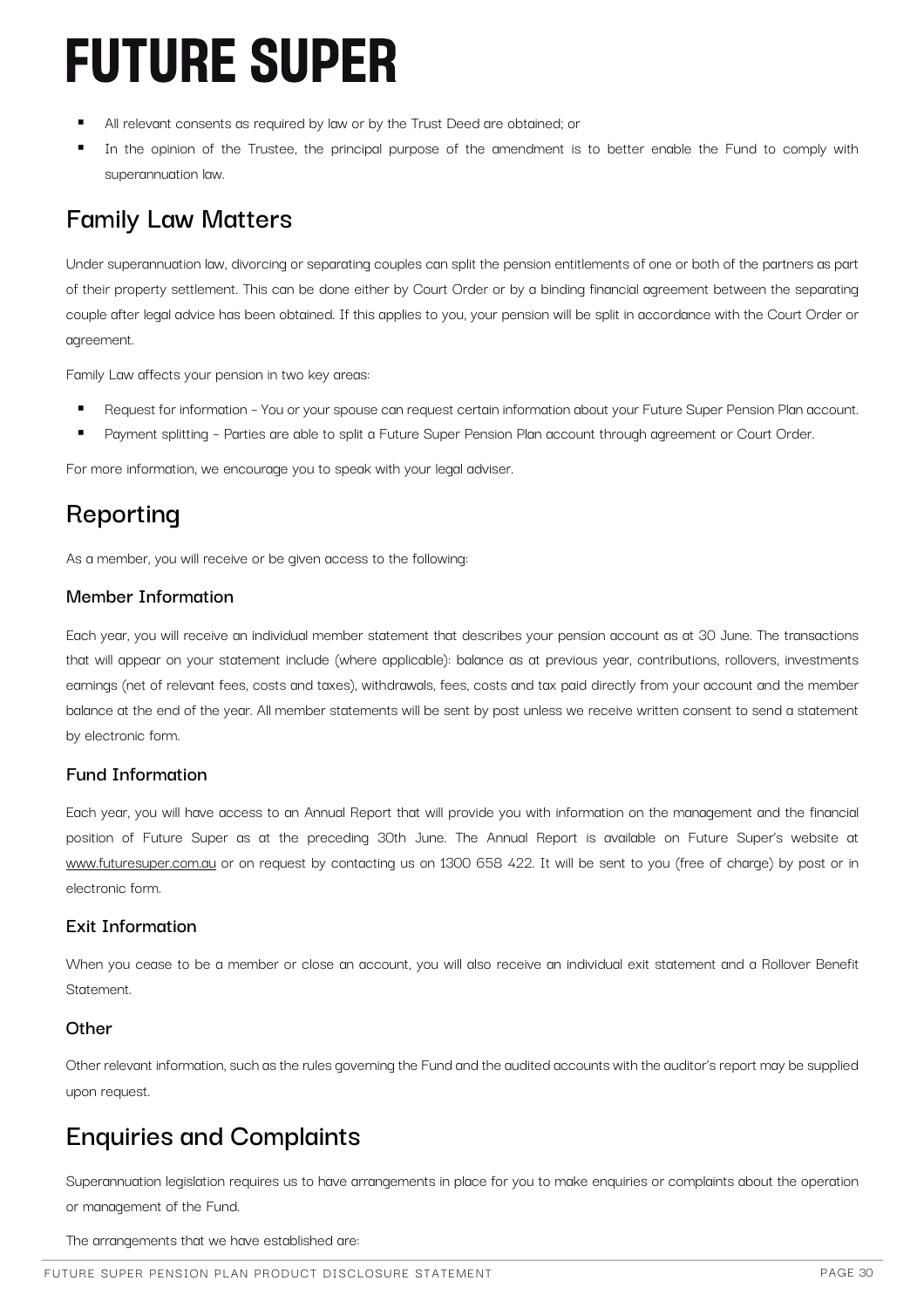- All relevant consents as required by law or by the Trust Deed are obtained; or
- In the opinion of the Trustee, the principal purpose of the amendment is to better enable the Fund to comply with superannuation law.

## Family Law Matters

Under superannuation law, divorcing or separating couples can split the pension entitlements of one or both of the partners as part of their property settlement. This can be done either by Court Order or by a binding financial agreement between the separating couple after legal advice has been obtained. If this applies to you, your pension will be split in accordance with the Court Order or agreement.

Family Law affects your pension in two key areas:

- Request for information - You or your spouse can request certain information about your Future Super Pension Plan account.
- Payment splitting - Parties are able to split a Future Super Pension Plan account through agreement or Court Order.

For more information, we encourage you to speak with your legal adviser.

## Reporting

As a member, you will receive or be given access to the following:

### Member Information

Each year, you will receive an individual member statement that describes your pension account as at 30 June. The transactions that will appear on your statement include (where applicable): balance as at previous year, contributions, rollovers, investments earnings (net of relevant fees, costs and taxes), withdrawals, fees, costs and tax paid directly from your account and the member balance at the end of the year. All member statements will be sent by post unless we receive written consent to send a statement by electronic form.

### Fund Information

Each year, you will have access to an Annual Report that will provide you with information on the management and the financial position of Future Super as at the preceding 30th June. The Annual Report is available on Future Super's website at www.futuresuper.com.au or on request by contacting us on 1300 658 422. It will be sent to you (free of charge) by post or in electronic form.

### Exit Information

When you cease to be a member or close an account, you will also receive an individual exit statement and a Rollover Benefit Statement.

### Other

Other relevant information, such as the rules governing the Fund and the audited accounts with the auditor's report may be supplied upon request.

## Enquiries and Complaints

Superannuation legislation requires us to have arrangements in place for you to make enquiries or complaints about the operation or management of the Fund.

The arrangements that we have established are: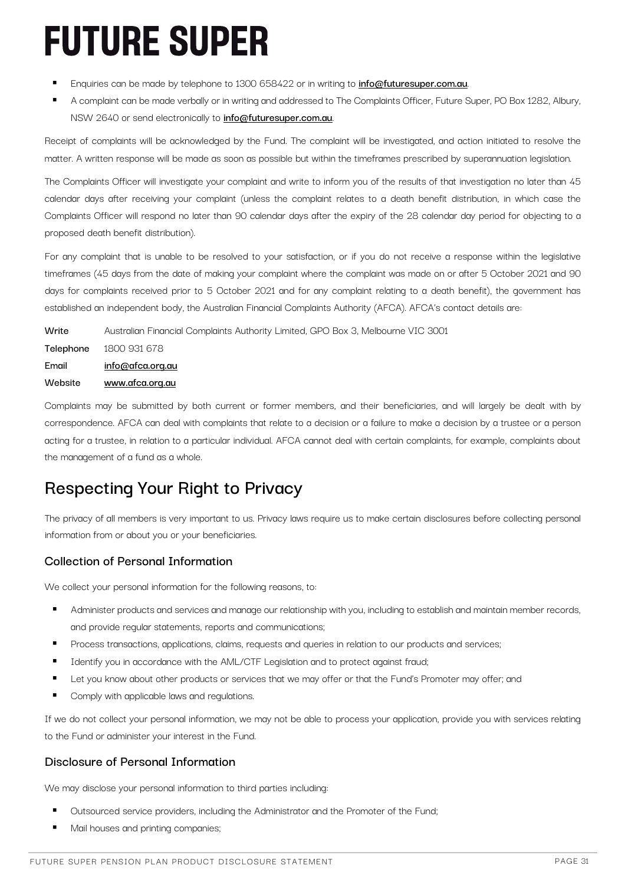- Enquiries can be made by telephone to 1300 658422 or in writing to **info@futuresuper.com.au**.
- A complaint can be made verbally or in writing and addressed to The Complaints Officer, Future Super, PO Box 1282, Albury, NSW 2640 or send electronically to **info@futuresuper.com.au**.

Receipt of complaints will be acknowledged by the Fund. The complaint will be investigated, and action initiated to resolve the matter. A written response will be made as soon as possible but within the timeframes prescribed by superannuation legislation.

The Complaints Officer will investigate your complaint and write to inform you of the results of that investigation no later than 45 calendar days after receiving your complaint (unless the complaint relates to a death benefit distribution, in which case the Complaints Officer will respond no later than 90 calendar days after the expiry of the 28 calendar day period for objecting to a proposed death benefit distribution).

For any complaint that is unable to be resolved to your satisfaction, or if you do not receive a response within the legislative timeframes (45 days from the date of making your complaint where the complaint was made on or after 5 October 2021 and 90 days for complaints received prior to 5 October 2021 and for any complaint relating to a death benefit), the government has established an independent body, the Australian Financial Complaints Authority (AFCA). AFCA's contact details are:

| | |
|---|---|
| **Write** | Australian Financial Complaints Authority Limited, GPO Box 3, Melbourne VIC 3001 |
| **Telephone** | 1800 931 678 |
| **Email** | info@afca.org.au |
| **Website** | www.afca.org.au |

Complaints may be submitted by both current or former members, and their beneficiaries, and will largely be dealt with by correspondence. AFCA can deal with complaints that relate to a decision or a failure to make a decision by a trustee or a person acting for a trustee, in relation to a particular individual. AFCA cannot deal with certain complaints, for example, complaints about the management of a fund as a whole.

## Respecting Your Right to Privacy

The privacy of all members is very important to us. Privacy laws require us to make certain disclosures before collecting personal information from or about you or your beneficiaries.

### Collection of Personal Information

We collect your personal information for the following reasons, to:

- Administer products and services and manage our relationship with you, including to establish and maintain member records, and provide regular statements, reports and communications;
- Process transactions, applications, claims, requests and queries in relation to our products and services;
- Identify you in accordance with the AML/CTF Legislation and to protect against fraud;
- Let you know about other products or services that we may offer or that the Fund's Promoter may offer; and
- Comply with applicable laws and regulations.

If we do not collect your personal information, we may not be able to process your application, provide you with services relating to the Fund or administer your interest in the Fund.

### Disclosure of Personal Information

We may disclose your personal information to third parties including:

- Outsourced service providers, including the Administrator and the Promoter of the Fund;
- Mail houses and printing companies;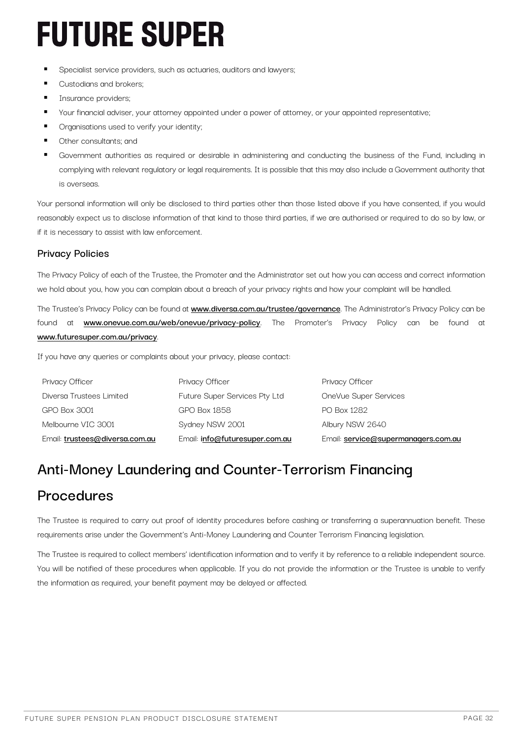- Specialist service providers, such as actuaries, auditors and lawyers;
- Custodians and brokers;
- Insurance providers;
- Your financial adviser, your attorney appointed under a power of attorney, or your appointed representative;
- Organisations used to verify your identity;
- Other consultants; and
- Government authorities as required or desirable in administering and conducting the business of the Fund, including in complying with relevant regulatory or legal requirements. It is possible that this may also include a Government authority that is overseas.

Your personal information will only be disclosed to third parties other than those listed above if you have consented, if you would reasonably expect us to disclose information of that kind to those third parties, if we are authorised or required to do so by law, or if it is necessary to assist with law enforcement.

### Privacy Policies

The Privacy Policy of each of the Trustee, the Promoter and the Administrator set out how you can access and correct information we hold about you, how you can complain about a breach of your privacy rights and how your complaint will be handled.

The Trustee's Privacy Policy can be found at **www.diversa.com.au/trustee/governance**. The Administrator's Privacy Policy can be found at **www.onevue.com.au/web/onevue/privacy-policy**. The Promoter's Privacy Policy can be found at **www.futuresuper.com.au/privacy**.

If you have any queries or complaints about your privacy, please contact:

| | | |
|---|---|---|
| Privacy Officer | Privacy Officer | Privacy Officer |
| Diversa Trustees Limited | Future Super Services Pty Ltd | OneVue Super Services |
| GPO Box 3001 | GPO Box 1858 | PO Box 1282 |
| Melbourne VIC 3001 | Sydney NSW 2001 | Albury NSW 2640 |
| Email: **trustees@diversa.com.au** | Email: **info@futuresuper.com.au** | Email: **service@supermanagers.com.au** |

## Anti-Money Laundering and Counter-Terrorism Financing Procedures

The Trustee is required to carry out proof of identity procedures before cashing or transferring a superannuation benefit. These requirements arise under the Government's Anti-Money Laundering and Counter Terrorism Financing legislation.

The Trustee is required to collect members' identification information and to verify it by reference to a reliable independent source. You will be notified of these procedures when applicable. If you do not provide the information or the Trustee is unable to verify the information as required, your benefit payment may be delayed or affected.